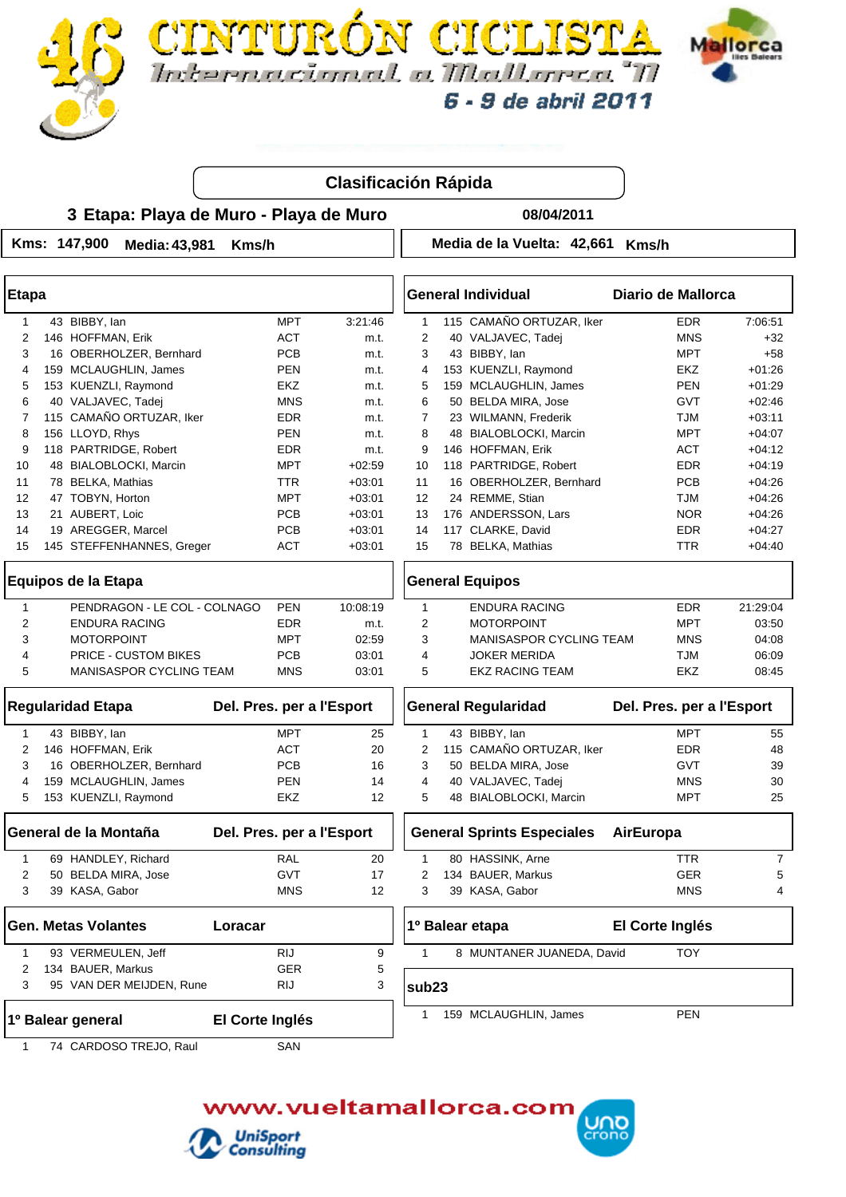# 46 CINTURÓN CICLISTA Internacional a Mallorca '11

6 - 9 de abril 2011

## Clasificación Rápida

**3 Etapa: Playa de Muro - Playa de Muro** — 08/04/2011

**Kms: 147,900 Media: 43,981 Kms/h** — **Media de la Vuelta: 42,661 Kms/h**

### Etapa

| | | | | |
|---|---|---|---|---|
| 1 | 43 | BIBBY, Ian | MPT | 3:21:46 |
| 2 | 146 | HOFFMAN, Erik | ACT | m.t. |
| 3 | 16 | OBERHOLZER, Bernhard | PCB | m.t. |
| 4 | 159 | MCLAUGHLIN, James | PEN | m.t. |
| 5 | 153 | KUENZLI, Raymond | EKZ | m.t. |
| 6 | 40 | VALJAVEC, Tadej | MNS | m.t. |
| 7 | 115 | CAMAÑO ORTUZAR, Iker | EDR | m.t. |
| 8 | 156 | LLOYD, Rhys | PEN | m.t. |
| 9 | 118 | PARTRIDGE, Robert | EDR | m.t. |
| 10 | 48 | BIALOBLOCKI, Marcin | MPT | +02:59 |
| 11 | 78 | BELKA, Mathias | TTR | +03:01 |
| 12 | 47 | TOBYN, Horton | MPT | +03:01 |
| 13 | 21 | AUBERT, Loic | PCB | +03:01 |
| 14 | 19 | AREGGER, Marcel | PCB | +03:01 |
| 15 | 145 | STEFFENHANNES, Greger | ACT | +03:01 |

### General Individual — Diario de Mallorca

| | | | | |
|---|---|---|---|---|
| 1 | 115 | CAMAÑO ORTUZAR, Iker | EDR | 7:06:51 |
| 2 | 40 | VALJAVEC, Tadej | MNS | +32 |
| 3 | 43 | BIBBY, Ian | MPT | +58 |
| 4 | 153 | KUENZLI, Raymond | EKZ | +01:26 |
| 5 | 159 | MCLAUGHLIN, James | PEN | +01:29 |
| 6 | 50 | BELDA MIRA, Jose | GVT | +02:46 |
| 7 | 23 | WILMANN, Frederik | TJM | +03:11 |
| 8 | 48 | BIALOBLOCKI, Marcin | MPT | +04:07 |
| 9 | 146 | HOFFMAN, Erik | ACT | +04:12 |
| 10 | 118 | PARTRIDGE, Robert | EDR | +04:19 |
| 11 | 16 | OBERHOLZER, Bernhard | PCB | +04:26 |
| 12 | 24 | REMME, Stian | TJM | +04:26 |
| 13 | 176 | ANDERSSON, Lars | NOR | +04:26 |
| 14 | 117 | CLARKE, David | EDR | +04:27 |
| 15 | 78 | BELKA, Mathias | TTR | +04:40 |

### Equipos de la Etapa

| | | | |
|---|---|---|---|
| 1 | PENDRAGON - LE COL - COLNAGO | PEN | 10:08:19 |
| 2 | ENDURA RACING | EDR | m.t. |
| 3 | MOTORPOINT | MPT | 02:59 |
| 4 | PRICE - CUSTOM BIKES | PCB | 03:01 |
| 5 | MANISASPOR CYCLING TEAM | MNS | 03:01 |

### General Equipos

| | | | |
|---|---|---|---|
| 1 | ENDURA RACING | EDR | 21:29:04 |
| 2 | MOTORPOINT | MPT | 03:50 |
| 3 | MANISASPOR CYCLING TEAM | MNS | 04:08 |
| 4 | JOKER MERIDA | TJM | 06:09 |
| 5 | EKZ RACING TEAM | EKZ | 08:45 |

### Regularidad Etapa — Del. Pres. per a l'Esport

| | | | | |
|---|---|---|---|---|
| 1 | 43 | BIBBY, Ian | MPT | 25 |
| 2 | 146 | HOFFMAN, Erik | ACT | 20 |
| 3 | 16 | OBERHOLZER, Bernhard | PCB | 16 |
| 4 | 159 | MCLAUGHLIN, James | PEN | 14 |
| 5 | 153 | KUENZLI, Raymond | EKZ | 12 |

### General Regularidad — Del. Pres. per a l'Esport

| | | | | |
|---|---|---|---|---|
| 1 | 43 | BIBBY, Ian | MPT | 55 |
| 2 | 115 | CAMAÑO ORTUZAR, Iker | EDR | 48 |
| 3 | 50 | BELDA MIRA, Jose | GVT | 39 |
| 4 | 40 | VALJAVEC, Tadej | MNS | 30 |
| 5 | 48 | BIALOBLOCKI, Marcin | MPT | 25 |

### General de la Montaña — Del. Pres. per a l'Esport

| | | | | |
|---|---|---|---|---|
| 1 | 69 | HANDLEY, Richard | RAL | 20 |
| 2 | 50 | BELDA MIRA, Jose | GVT | 17 |
| 3 | 39 | KASA, Gabor | MNS | 12 |

### General Sprints Especiales — AirEuropa

| | | | | |
|---|---|---|---|---|
| 1 | 80 | HASSINK, Arne | TTR | 7 |
| 2 | 134 | BAUER, Markus | GER | 5 |
| 3 | 39 | KASA, Gabor | MNS | 4 |

### Gen. Metas Volantes — Loracar

| | | | | |
|---|---|---|---|---|
| 1 | 93 | VERMEULEN, Jeff | RIJ | 9 |
| 2 | 134 | BAUER, Markus | GER | 5 |
| 3 | 95 | VAN DER MEIJDEN, Rune | RIJ | 3 |

### 1º Balear etapa — El Corte Inglés

| | | | |
|---|---|---|---|
| 1 | 8 | MUNTANER JUANEDA, David | TOY |

### sub23

| | | | |
|---|---|---|---|
| 1 | 159 | MCLAUGHLIN, James | PEN |

### 1º Balear general — El Corte Inglés

| | | | |
|---|---|---|---|
| 1 | 74 | CARDOSO TREJO, Raul | SAN |

www.vueltamallorca.com

UniSport Consulting

uno crono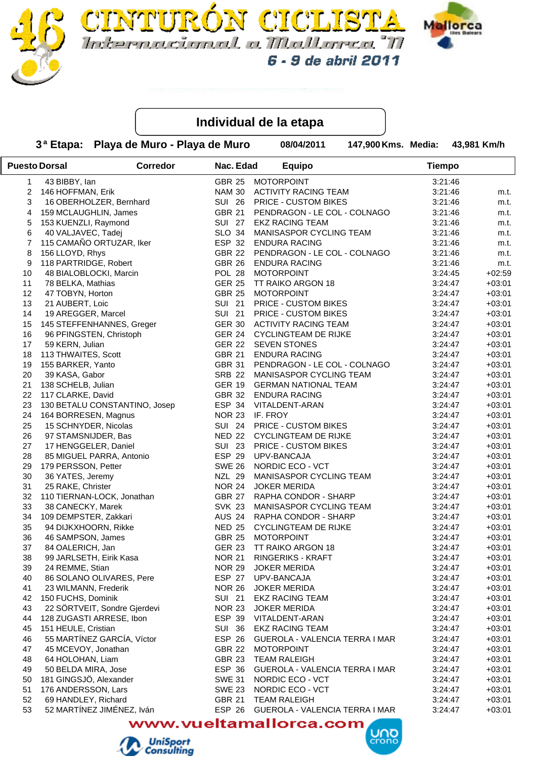# 46 CINTURÓN CICLISTA Internacional a Mallorca '11

6 - 9 de abril 2011

## Individual de la etapa

**3ª Etapa: Playa de Muro - Playa de Muro** 08/04/2011 147,900 Kms. Media: 43,981 Km/h

| Puesto | Dorsal | Corredor | Nac. | Edad | Equipo | Tiempo | |
|---|---|---|---|---|---|---|---|
| 1 | 43 | BIBBY, Ian | GBR | 25 | MOTORPOINT | 3:21:46 | |
| 2 | 146 | HOFFMAN, Erik | NAM | 30 | ACTIVITY RACING TEAM | 3:21:46 | m.t. |
| 3 | 16 | OBERHOLZER, Bernhard | SUI | 26 | PRICE - CUSTOM BIKES | 3:21:46 | m.t. |
| 4 | 159 | MCLAUGHLIN, James | GBR | 21 | PENDRAGON - LE COL - COLNAGO | 3:21:46 | m.t. |
| 5 | 153 | KUENZLI, Raymond | SUI | 27 | EKZ RACING TEAM | 3:21:46 | m.t. |
| 6 | 40 | VALJAVEC, Tadej | SLO | 34 | MANISASPOR CYCLING TEAM | 3:21:46 | m.t. |
| 7 | 115 | CAMAÑO ORTUZAR, Iker | ESP | 32 | ENDURA RACING | 3:21:46 | m.t. |
| 8 | 156 | LLOYD, Rhys | GBR | 22 | PENDRAGON - LE COL - COLNAGO | 3:21:46 | m.t. |
| 9 | 118 | PARTRIDGE, Robert | GBR | 26 | ENDURA RACING | 3:21:46 | m.t. |
| 10 | 48 | BIALOBLOCKI, Marcin | POL | 28 | MOTORPOINT | 3:24:45 | +02:59 |
| 11 | 78 | BELKA, Mathias | GER | 25 | TT RAIKO ARGON 18 | 3:24:47 | +03:01 |
| 12 | 47 | TOBYN, Horton | GBR | 25 | MOTORPOINT | 3:24:47 | +03:01 |
| 13 | 21 | AUBERT, Loic | SUI | 21 | PRICE - CUSTOM BIKES | 3:24:47 | +03:01 |
| 14 | 19 | AREGGER, Marcel | SUI | 21 | PRICE - CUSTOM BIKES | 3:24:47 | +03:01 |
| 15 | 145 | STEFFENHANNES, Greger | GER | 30 | ACTIVITY RACING TEAM | 3:24:47 | +03:01 |
| 16 | 96 | PFINGSTEN, Christoph | GER | 24 | CYCLINGTEAM DE RIJKE | 3:24:47 | +03:01 |
| 17 | 59 | KERN, Julian | GER | 22 | SEVEN STONES | 3:24:47 | +03:01 |
| 18 | 113 | THWAITES, Scott | GBR | 21 | ENDURA RACING | 3:24:47 | +03:01 |
| 19 | 155 | BARKER, Yanto | GBR | 31 | PENDRAGON - LE COL - COLNAGO | 3:24:47 | +03:01 |
| 20 | 39 | KASA, Gabor | SRB | 22 | MANISASPOR CYCLING TEAM | 3:24:47 | +03:01 |
| 21 | 138 | SCHELB, Julian | GER | 19 | GERMAN NATIONAL TEAM | 3:24:47 | +03:01 |
| 22 | 117 | CLARKE, David | GBR | 32 | ENDURA RACING | 3:24:47 | +03:01 |
| 23 | 130 | BETALU CONSTANTINO, Josep | ESP | 34 | VITALDENT-ARAN | 3:24:47 | +03:01 |
| 24 | 164 | BORRESEN, Magnus | NOR | 23 | IF. FROY | 3:24:47 | +03:01 |
| 25 | 15 | SCHNYDER, Nicolas | SUI | 24 | PRICE - CUSTOM BIKES | 3:24:47 | +03:01 |
| 26 | 97 | STAMSNIJDER, Bas | NED | 22 | CYCLINGTEAM DE RIJKE | 3:24:47 | +03:01 |
| 27 | 17 | HENGGELER, Daniel | SUI | 23 | PRICE - CUSTOM BIKES | 3:24:47 | +03:01 |
| 28 | 85 | MIGUEL PARRA, Antonio | ESP | 29 | UPV-BANCAJA | 3:24:47 | +03:01 |
| 29 | 179 | PERSSON, Petter | SWE | 26 | NORDIC ECO - VCT | 3:24:47 | +03:01 |
| 30 | 36 | YATES, Jeremy | NZL | 29 | MANISASPOR CYCLING TEAM | 3:24:47 | +03:01 |
| 31 | 25 | RAKE, Christer | NOR | 24 | JOKER MERIDA | 3:24:47 | +03:01 |
| 32 | 110 | TIERNAN-LOCK, Jonathan | GBR | 27 | RAPHA CONDOR - SHARP | 3:24:47 | +03:01 |
| 33 | 38 | CANECKY, Marek | SVK | 23 | MANISASPOR CYCLING TEAM | 3:24:47 | +03:01 |
| 34 | 109 | DEMPSTER, Zakkari | AUS | 24 | RAPHA CONDOR - SHARP | 3:24:47 | +03:01 |
| 35 | 94 | DIJKXHOORN, Rikke | NED | 25 | CYCLINGTEAM DE RIJKE | 3:24:47 | +03:01 |
| 36 | 46 | SAMPSON, James | GBR | 25 | MOTORPOINT | 3:24:47 | +03:01 |
| 37 | 84 | OALERICH, Jan | GER | 23 | TT RAIKO ARGON 18 | 3:24:47 | +03:01 |
| 38 | 99 | JARLSETH, Eirik Kasa | NOR | 21 | RINGERIKS - KRAFT | 3:24:47 | +03:01 |
| 39 | 24 | REMME, Stian | NOR | 29 | JOKER MERIDA | 3:24:47 | +03:01 |
| 40 | 86 | SOLANO OLIVARES, Pere | ESP | 27 | UPV-BANCAJA | 3:24:47 | +03:01 |
| 41 | 23 | WILMANN, Frederik | NOR | 26 | JOKER MERIDA | 3:24:47 | +03:01 |
| 42 | 150 | FUCHS, Dominik | SUI | 21 | EKZ RACING TEAM | 3:24:47 | +03:01 |
| 43 | 22 | SÖRTVEIT, Sondre Gjerdevi | NOR | 23 | JOKER MERIDA | 3:24:47 | +03:01 |
| 44 | 128 | ZUGASTI ARRESE, Ibon | ESP | 39 | VITALDENT-ARAN | 3:24:47 | +03:01 |
| 45 | 151 | HEULE, Cristian | SUI | 36 | EKZ RACING TEAM | 3:24:47 | +03:01 |
| 46 | 55 | MARTÍNEZ GARCÍA, Víctor | ESP | 26 | GUEROLA - VALENCIA TERRA I MAR | 3:24:47 | +03:01 |
| 47 | 45 | MCEVOY, Jonathan | GBR | 22 | MOTORPOINT | 3:24:47 | +03:01 |
| 48 | 64 | HOLOHAN, Liam | GBR | 23 | TEAM RALEIGH | 3:24:47 | +03:01 |
| 49 | 50 | BELDA MIRA, Jose | ESP | 36 | GUEROLA - VALENCIA TERRA I MAR | 3:24:47 | +03:01 |
| 50 | 181 | GINGSJÖ, Alexander | SWE | 31 | NORDIC ECO - VCT | 3:24:47 | +03:01 |
| 51 | 176 | ANDERSSON, Lars | SWE | 23 | NORDIC ECO - VCT | 3:24:47 | +03:01 |
| 52 | 69 | HANDLEY, Richard | GBR | 21 | TEAM RALEIGH | 3:24:47 | +03:01 |
| 53 | 52 | MARTÍNEZ JIMÉNEZ, Iván | ESP | 26 | GUEROLA - VALENCIA TERRA I MAR | 3:24:47 | +03:01 |

www.vueltamallorca.com

UniSport Consulting

uno crono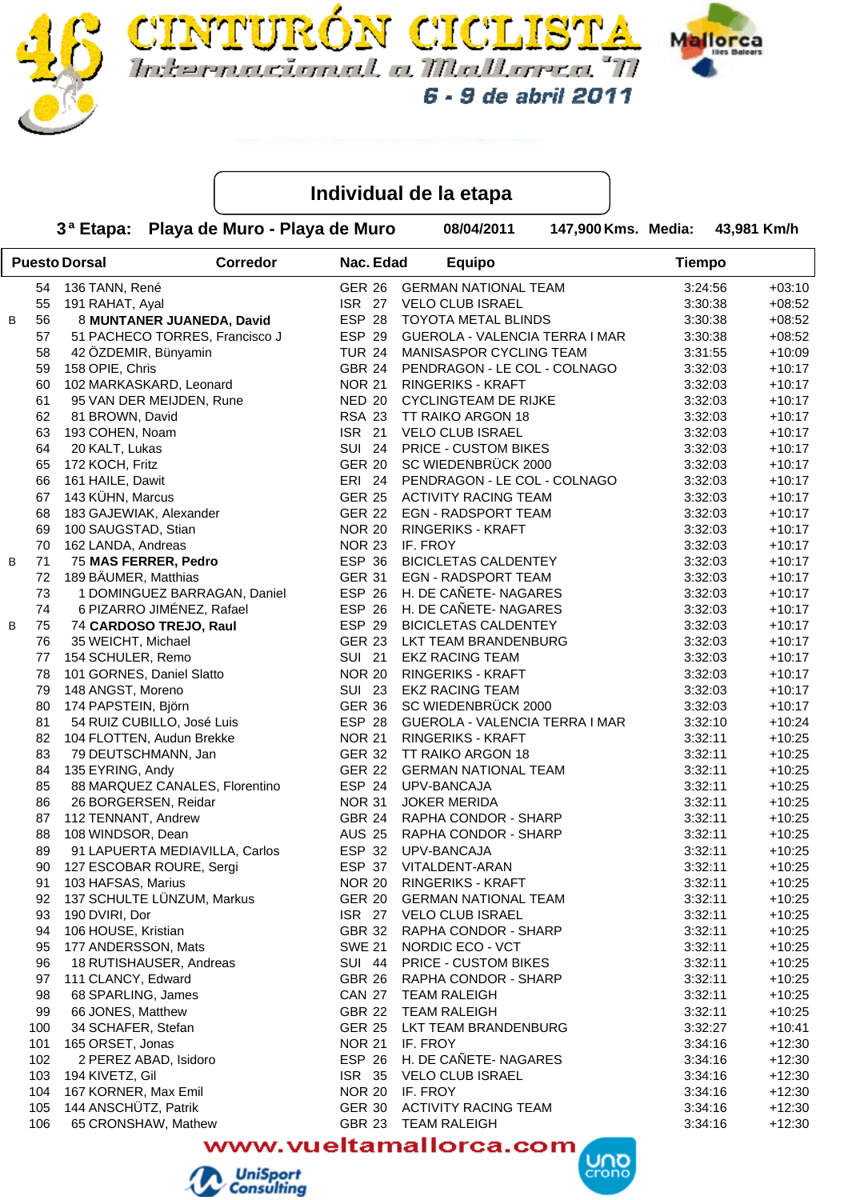# 46 CINTURÓN CICLISTA Internacional a Mallorca '11

6 - 9 de abril 2011

## Individual de la etapa

**3ª Etapa: Playa de Muro - Playa de Muro** 08/04/2011 147,900 Kms. Media: 43,981 Km/h

| | Puesto | Dorsal | Corredor | Nac. | Edad | Equipo | Tiempo | |
|---|---|---|---|---|---|---|---|---|
| | 54 | 136 | TANN, René | GER | 26 | GERMAN NATIONAL TEAM | 3:24:56 | +03:10 |
| | 55 | 191 | RAHAT, Ayal | ISR | 27 | VELO CLUB ISRAEL | 3:30:38 | +08:52 |
| B | 56 | 8 | **MUNTANER JUANEDA, David** | ESP | 28 | TOYOTA METAL BLINDS | 3:30:38 | +08:52 |
| | 57 | 51 | PACHECO TORRES, Francisco J | ESP | 29 | GUEROLA - VALENCIA TERRA I MAR | 3:30:38 | +08:52 |
| | 58 | 42 | ÖZDEMIR, Bünyamin | TUR | 24 | MANISASPOR CYCLING TEAM | 3:31:55 | +10:09 |
| | 59 | 158 | OPIE, Chris | GBR | 24 | PENDRAGON - LE COL - COLNAGO | 3:32:03 | +10:17 |
| | 60 | 102 | MARKASKARD, Leonard | NOR | 21 | RINGERIKS - KRAFT | 3:32:03 | +10:17 |
| | 61 | 95 | VAN DER MEIJDEN, Rune | NED | 20 | CYCLINGTEAM DE RIJKE | 3:32:03 | +10:17 |
| | 62 | 81 | BROWN, David | RSA | 23 | TT RAIKO ARGON 18 | 3:32:03 | +10:17 |
| | 63 | 193 | COHEN, Noam | ISR | 21 | VELO CLUB ISRAEL | 3:32:03 | +10:17 |
| | 64 | 20 | KALT, Lukas | SUI | 24 | PRICE - CUSTOM BIKES | 3:32:03 | +10:17 |
| | 65 | 172 | KOCH, Fritz | GER | 20 | SC WIEDENBRÜCK 2000 | 3:32:03 | +10:17 |
| | 66 | 161 | HAILE, Dawit | ERI | 24 | PENDRAGON - LE COL - COLNAGO | 3:32:03 | +10:17 |
| | 67 | 143 | KÜHN, Marcus | GER | 25 | ACTIVITY RACING TEAM | 3:32:03 | +10:17 |
| | 68 | 183 | GAJEWIAK, Alexander | GER | 22 | EGN - RADSPORT TEAM | 3:32:03 | +10:17 |
| | 69 | 100 | SAUGSTAD, Stian | NOR | 20 | RINGERIKS - KRAFT | 3:32:03 | +10:17 |
| | 70 | 162 | LANDA, Andreas | NOR | 23 | IF. FROY | 3:32:03 | +10:17 |
| B | 71 | 75 | **MAS FERRER, Pedro** | ESP | 36 | BICICLETAS CALDENTEY | 3:32:03 | +10:17 |
| | 72 | 189 | BÄUMER, Matthias | GER | 31 | EGN - RADSPORT TEAM | 3:32:03 | +10:17 |
| | 73 | 1 | DOMINGUEZ BARRAGAN, Daniel | ESP | 26 | H. DE CAÑETE- NAGARES | 3:32:03 | +10:17 |
| | 74 | 6 | PIZARRO JIMÉNEZ, Rafael | ESP | 26 | H. DE CAÑETE- NAGARES | 3:32:03 | +10:17 |
| B | 75 | 74 | **CARDOSO TREJO, Raul** | ESP | 29 | BICICLETAS CALDENTEY | 3:32:03 | +10:17 |
| | 76 | 35 | WEICHT, Michael | GER | 23 | LKT TEAM BRANDENBURG | 3:32:03 | +10:17 |
| | 77 | 154 | SCHULER, Remo | SUI | 21 | EKZ RACING TEAM | 3:32:03 | +10:17 |
| | 78 | 101 | GORNES, Daniel Slatto | NOR | 20 | RINGERIKS - KRAFT | 3:32:03 | +10:17 |
| | 79 | 148 | ANGST, Moreno | SUI | 23 | EKZ RACING TEAM | 3:32:03 | +10:17 |
| | 80 | 174 | PAPSTEIN, Björn | GER | 36 | SC WIEDENBRÜCK 2000 | 3:32:03 | +10:17 |
| | 81 | 54 | RUIZ CUBILLO, José Luis | ESP | 28 | GUEROLA - VALENCIA TERRA I MAR | 3:32:10 | +10:24 |
| | 82 | 104 | FLOTTEN, Audun Brekke | NOR | 21 | RINGERIKS - KRAFT | 3:32:11 | +10:25 |
| | 83 | 79 | DEUTSCHMANN, Jan | GER | 32 | TT RAIKO ARGON 18 | 3:32:11 | +10:25 |
| | 84 | 135 | EYRING, Andy | GER | 22 | GERMAN NATIONAL TEAM | 3:32:11 | +10:25 |
| | 85 | 88 | MARQUEZ CANALES, Florentino | ESP | 24 | UPV-BANCAJA | 3:32:11 | +10:25 |
| | 86 | 26 | BORGERSEN, Reidar | NOR | 31 | JOKER MERIDA | 3:32:11 | +10:25 |
| | 87 | 112 | TENNANT, Andrew | GBR | 24 | RAPHA CONDOR - SHARP | 3:32:11 | +10:25 |
| | 88 | 108 | WINDSOR, Dean | AUS | 25 | RAPHA CONDOR - SHARP | 3:32:11 | +10:25 |
| | 89 | 91 | LAPUERTA MEDIAVILLA, Carlos | ESP | 32 | UPV-BANCAJA | 3:32:11 | +10:25 |
| | 90 | 127 | ESCOBAR ROURE, Sergi | ESP | 37 | VITALDENT-ARAN | 3:32:11 | +10:25 |
| | 91 | 103 | HAFSAS, Marius | NOR | 20 | RINGERIKS - KRAFT | 3:32:11 | +10:25 |
| | 92 | 137 | SCHULTE LÜNZUM, Markus | GER | 20 | GERMAN NATIONAL TEAM | 3:32:11 | +10:25 |
| | 93 | 190 | DVIRI, Dor | ISR | 27 | VELO CLUB ISRAEL | 3:32:11 | +10:25 |
| | 94 | 106 | HOUSE, Kristian | GBR | 32 | RAPHA CONDOR - SHARP | 3:32:11 | +10:25 |
| | 95 | 177 | ANDERSSON, Mats | SWE | 21 | NORDIC ECO - VCT | 3:32:11 | +10:25 |
| | 96 | 18 | RUTISHAUSER, Andreas | SUI | 44 | PRICE - CUSTOM BIKES | 3:32:11 | +10:25 |
| | 97 | 111 | CLANCY, Edward | GBR | 26 | RAPHA CONDOR - SHARP | 3:32:11 | +10:25 |
| | 98 | 68 | SPARLING, James | CAN | 27 | TEAM RALEIGH | 3:32:11 | +10:25 |
| | 99 | 66 | JONES, Matthew | GBR | 22 | TEAM RALEIGH | 3:32:11 | +10:25 |
| | 100 | 34 | SCHAFER, Stefan | GER | 25 | LKT TEAM BRANDENBURG | 3:32:27 | +10:41 |
| | 101 | 165 | ORSET, Jonas | NOR | 21 | IF. FROY | 3:34:16 | +12:30 |
| | 102 | 2 | PEREZ ABAD, Isidoro | ESP | 26 | H. DE CAÑETE- NAGARES | 3:34:16 | +12:30 |
| | 103 | 194 | KIVETZ, Gil | ISR | 35 | VELO CLUB ISRAEL | 3:34:16 | +12:30 |
| | 104 | 167 | KORNER, Max Emil | NOR | 20 | IF. FROY | 3:34:16 | +12:30 |
| | 105 | 144 | ANSCHÜTZ, Patrik | GER | 30 | ACTIVITY RACING TEAM | 3:34:16 | +12:30 |
| | 106 | 65 | CRONSHAW, Mathew | GBR | 23 | TEAM RALEIGH | 3:34:16 | +12:30 |

www.vueltamallorca.com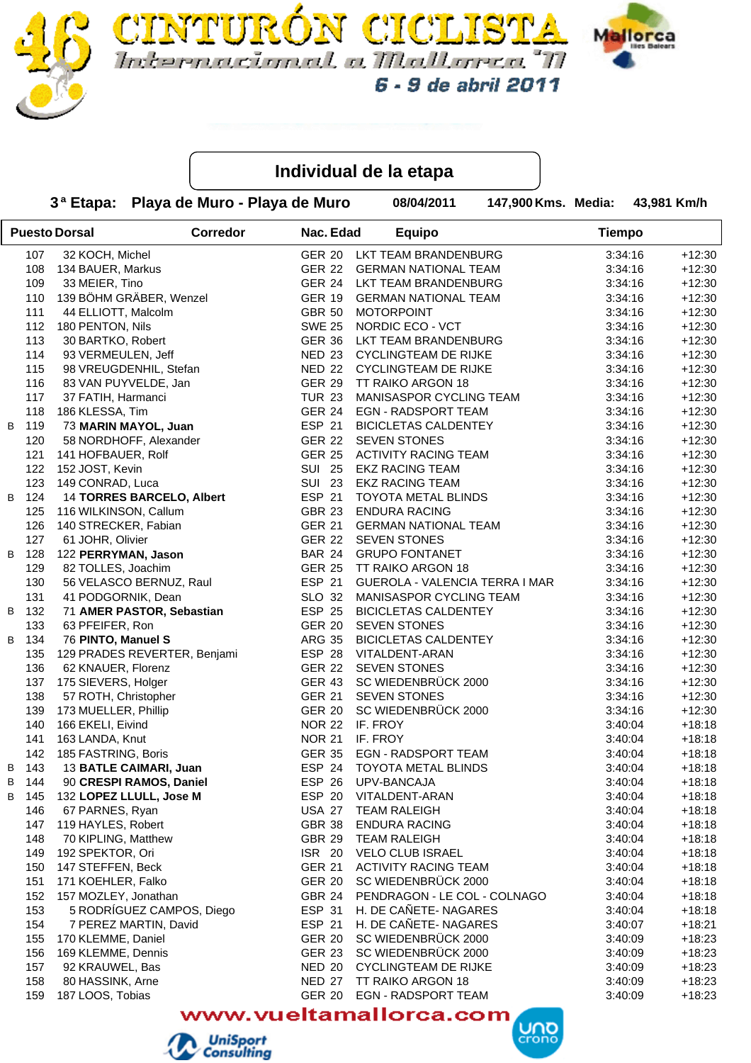# 46 CINTURÓN CICLISTA Internacional a Mallorca '11

6 - 9 de abril 2011

## Individual de la etapa

**3ª Etapa: Playa de Muro - Playa de Muro** 08/04/2011 147,900 Kms. Media: 43,981 Km/h

| | Puesto | Dorsal | Corredor | Nac. | Edad | Equipo | Tiempo | |
|---|---|---|---|---|---|---|---|---|
| | 107 | 32 | KOCH, Michel | GER | 20 | LKT TEAM BRANDENBURG | 3:34:16 | +12:30 |
| | 108 | 134 | BAUER, Markus | GER | 22 | GERMAN NATIONAL TEAM | 3:34:16 | +12:30 |
| | 109 | 33 | MEIER, Tino | GER | 24 | LKT TEAM BRANDENBURG | 3:34:16 | +12:30 |
| | 110 | 139 | BÖHM GRÄBER, Wenzel | GER | 19 | GERMAN NATIONAL TEAM | 3:34:16 | +12:30 |
| | 111 | 44 | ELLIOTT, Malcolm | GBR | 50 | MOTORPOINT | 3:34:16 | +12:30 |
| | 112 | 180 | PENTON, Nils | SWE | 25 | NORDIC ECO - VCT | 3:34:16 | +12:30 |
| | 113 | 30 | BARTKO, Robert | GER | 36 | LKT TEAM BRANDENBURG | 3:34:16 | +12:30 |
| | 114 | 93 | VERMEULEN, Jeff | NED | 23 | CYCLINGTEAM DE RIJKE | 3:34:16 | +12:30 |
| | 115 | 98 | VREUGDENHIL, Stefan | NED | 22 | CYCLINGTEAM DE RIJKE | 3:34:16 | +12:30 |
| | 116 | 83 | VAN PUYVELDE, Jan | GER | 29 | TT RAIKO ARGON 18 | 3:34:16 | +12:30 |
| | 117 | 37 | FATIH, Harmanci | TUR | 23 | MANISASPOR CYCLING TEAM | 3:34:16 | +12:30 |
| | 118 | 186 | KLESSA, Tim | GER | 24 | EGN - RADSPORT TEAM | 3:34:16 | +12:30 |
| B | 119 | 73 | **MARIN MAYOL, Juan** | ESP | 21 | BICICLETAS CALDENTEY | 3:34:16 | +12:30 |
| | 120 | 58 | NORDHOFF, Alexander | GER | 22 | SEVEN STONES | 3:34:16 | +12:30 |
| | 121 | 141 | HOFBAUER, Rolf | GER | 25 | ACTIVITY RACING TEAM | 3:34:16 | +12:30 |
| | 122 | 152 | JOST, Kevin | SUI | 25 | EKZ RACING TEAM | 3:34:16 | +12:30 |
| | 123 | 149 | CONRAD, Luca | SUI | 23 | EKZ RACING TEAM | 3:34:16 | +12:30 |
| B | 124 | 14 | **TORRES BARCELO, Albert** | ESP | 21 | TOYOTA METAL BLINDS | 3:34:16 | +12:30 |
| | 125 | 116 | WILKINSON, Callum | GBR | 23 | ENDURA RACING | 3:34:16 | +12:30 |
| | 126 | 140 | STRECKER, Fabian | GER | 21 | GERMAN NATIONAL TEAM | 3:34:16 | +12:30 |
| | 127 | 61 | JOHR, Olivier | GER | 22 | SEVEN STONES | 3:34:16 | +12:30 |
| B | 128 | 122 | **PERRYMAN, Jason** | BAR | 24 | GRUPO FONTANET | 3:34:16 | +12:30 |
| | 129 | 82 | TOLLES, Joachim | GER | 25 | TT RAIKO ARGON 18 | 3:34:16 | +12:30 |
| | 130 | 56 | VELASCO BERNUZ, Raul | ESP | 21 | GUEROLA - VALENCIA TERRA I MAR | 3:34:16 | +12:30 |
| | 131 | 41 | PODGORNIK, Dean | SLO | 32 | MANISASPOR CYCLING TEAM | 3:34:16 | +12:30 |
| B | 132 | 71 | **AMER PASTOR, Sebastian** | ESP | 25 | BICICLETAS CALDENTEY | 3:34:16 | +12:30 |
| | 133 | 63 | PFEIFER, Ron | GER | 20 | SEVEN STONES | 3:34:16 | +12:30 |
| B | 134 | 76 | **PINTO, Manuel S** | ARG | 35 | BICICLETAS CALDENTEY | 3:34:16 | +12:30 |
| | 135 | 129 | PRADES REVERTER, Benjami | ESP | 28 | VITALDENT-ARAN | 3:34:16 | +12:30 |
| | 136 | 62 | KNAUER, Florenz | GER | 22 | SEVEN STONES | 3:34:16 | +12:30 |
| | 137 | 175 | SIEVERS, Holger | GER | 43 | SC WIEDENBRÜCK 2000 | 3:34:16 | +12:30 |
| | 138 | 57 | ROTH, Christopher | GER | 21 | SEVEN STONES | 3:34:16 | +12:30 |
| | 139 | 173 | MUELLER, Phillip | GER | 20 | SC WIEDENBRÜCK 2000 | 3:34:16 | +12:30 |
| | 140 | 166 | EKELI, Eivind | NOR | 22 | IF. FROY | 3:40:04 | +18:18 |
| | 141 | 163 | LANDA, Knut | NOR | 21 | IF. FROY | 3:40:04 | +18:18 |
| | 142 | 185 | FASTRING, Boris | GER | 35 | EGN - RADSPORT TEAM | 3:40:04 | +18:18 |
| B | 143 | 13 | **BATLE CAIMARI, Juan** | ESP | 24 | TOYOTA METAL BLINDS | 3:40:04 | +18:18 |
| B | 144 | 90 | **CRESPI RAMOS, Daniel** | ESP | 26 | UPV-BANCAJA | 3:40:04 | +18:18 |
| B | 145 | 132 | **LOPEZ LLULL, Jose M** | ESP | 20 | VITALDENT-ARAN | 3:40:04 | +18:18 |
| | 146 | 67 | PARNES, Ryan | USA | 27 | TEAM RALEIGH | 3:40:04 | +18:18 |
| | 147 | 119 | HAYLES, Robert | GBR | 38 | ENDURA RACING | 3:40:04 | +18:18 |
| | 148 | 70 | KIPLING, Matthew | GBR | 29 | TEAM RALEIGH | 3:40:04 | +18:18 |
| | 149 | 192 | SPEKTOR, Ori | ISR | 20 | VELO CLUB ISRAEL | 3:40:04 | +18:18 |
| | 150 | 147 | STEFFEN, Beck | GER | 21 | ACTIVITY RACING TEAM | 3:40:04 | +18:18 |
| | 151 | 171 | KOEHLER, Falko | GER | 20 | SC WIEDENBRÜCK 2000 | 3:40:04 | +18:18 |
| | 152 | 157 | MOZLEY, Jonathan | GBR | 24 | PENDRAGON - LE COL - COLNAGO | 3:40:04 | +18:18 |
| | 153 | 5 | RODRÍGUEZ CAMPOS, Diego | ESP | 31 | H. DE CAÑETE- NAGARES | 3:40:04 | +18:18 |
| | 154 | 7 | PEREZ MARTIN, David | ESP | 21 | H. DE CAÑETE- NAGARES | 3:40:07 | +18:21 |
| | 155 | 170 | KLEMME, Daniel | GER | 20 | SC WIEDENBRÜCK 2000 | 3:40:09 | +18:23 |
| | 156 | 169 | KLEMME, Dennis | GER | 23 | SC WIEDENBRÜCK 2000 | 3:40:09 | +18:23 |
| | 157 | 92 | KRAUWEL, Bas | NED | 20 | CYCLINGTEAM DE RIJKE | 3:40:09 | +18:23 |
| | 158 | 80 | HASSINK, Arne | NED | 27 | TT RAIKO ARGON 18 | 3:40:09 | +18:23 |
| | 159 | 187 | LOOS, Tobias | GER | 20 | EGN - RADSPORT TEAM | 3:40:09 | +18:23 |

www.vueltamallorca.com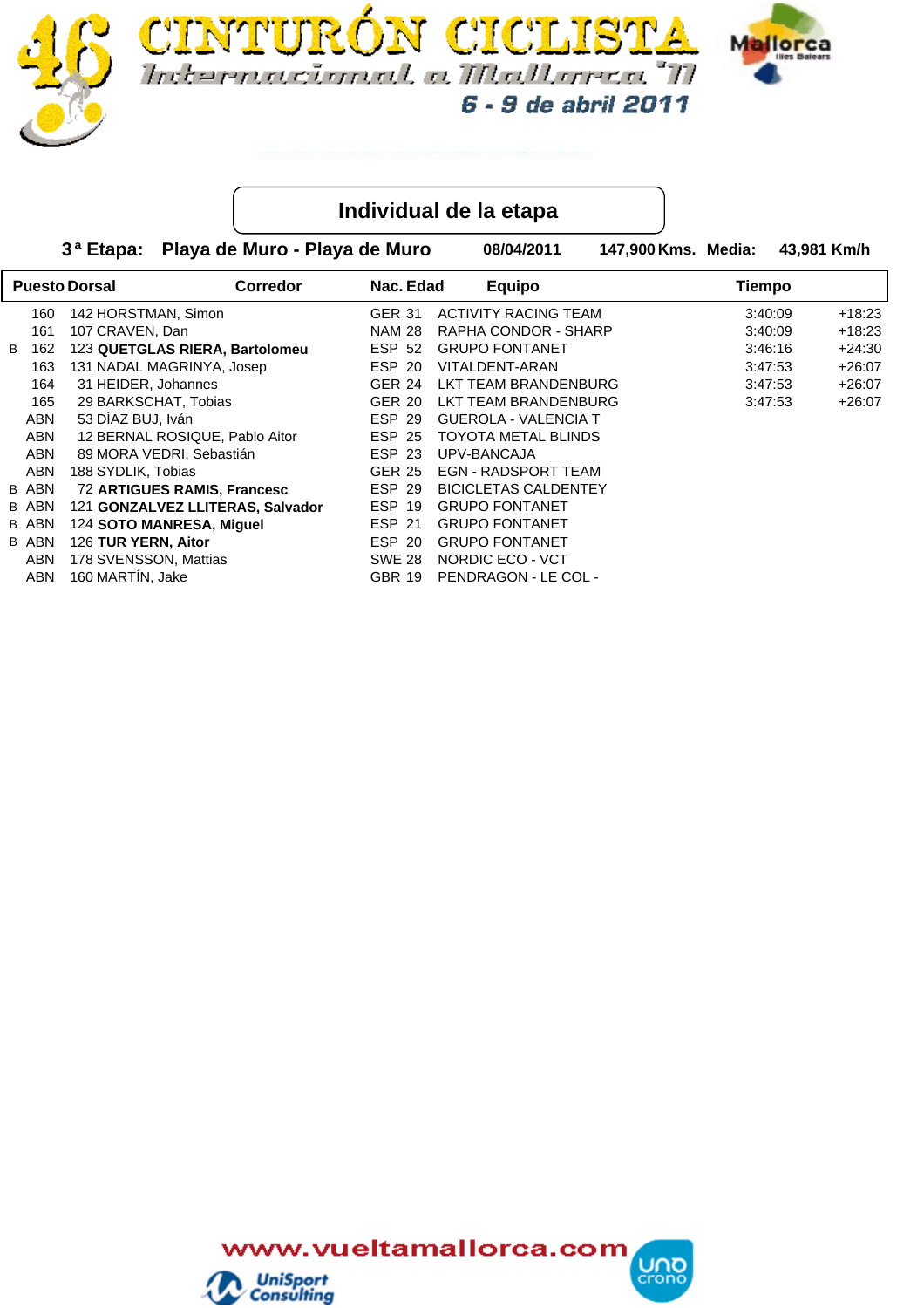# CINTURÓN CICLISTA

## Internacional a Mallorca '11

**6 - 9 de abril 2011**

## Individual de la etapa

**3ª Etapa: Playa de Muro - Playa de Muro** **08/04/2011** **147,900 Kms.** **Media: 43,981 Km/h**

| | Puesto | Dorsal | Corredor | Nac. | Edad | Equipo | Tiempo | |
|---|---|---|---|---|---|---|---|---|
| | 160 | 142 | HORSTMAN, Simon | GER | 31 | ACTIVITY RACING TEAM | 3:40:09 | +18:23 |
| | 161 | 107 | CRAVEN, Dan | NAM | 28 | RAPHA CONDOR - SHARP | 3:40:09 | +18:23 |
| B | 162 | 123 | **QUETGLAS RIERA, Bartolomeu** | ESP | 52 | GRUPO FONTANET | 3:46:16 | +24:30 |
| | 163 | 131 | NADAL MAGRINYA, Josep | ESP | 20 | VITALDENT-ARAN | 3:47:53 | +26:07 |
| | 164 | 31 | HEIDER, Johannes | GER | 24 | LKT TEAM BRANDENBURG | 3:47:53 | +26:07 |
| | 165 | 29 | BARKSCHAT, Tobias | GER | 20 | LKT TEAM BRANDENBURG | 3:47:53 | +26:07 |
| | ABN | 53 | DÍAZ BUJ, Iván | ESP | 29 | GUEROLA - VALENCIA T | | |
| | ABN | 12 | BERNAL ROSIQUE, Pablo Aitor | ESP | 25 | TOYOTA METAL BLINDS | | |
| | ABN | 89 | MORA VEDRI, Sebastián | ESP | 23 | UPV-BANCAJA | | |
| | ABN | 188 | SYDLIK, Tobias | GER | 25 | EGN - RADSPORT TEAM | | |
| B | ABN | 72 | **ARTIGUES RAMIS, Francesc** | ESP | 29 | BICICLETAS CALDENTEY | | |
| B | ABN | 121 | **GONZALVEZ LLITERAS, Salvador** | ESP | 19 | GRUPO FONTANET | | |
| B | ABN | 124 | **SOTO MANRESA, Miguel** | ESP | 21 | GRUPO FONTANET | | |
| B | ABN | 126 | **TUR YERN, Aitor** | ESP | 20 | GRUPO FONTANET | | |
| | ABN | 178 | SVENSSON, Mattias | SWE | 28 | NORDIC ECO - VCT | | |
| | ABN | 160 | MARTÍN, Jake | GBR | 19 | PENDRAGON - LE COL - | | |

www.vueltamallorca.com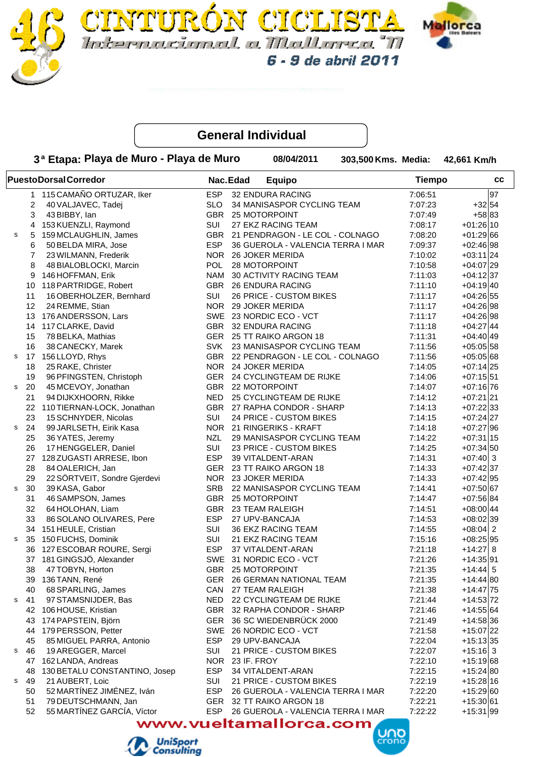# 46 CINTURÓN CICLISTA Internacional a Mallorca '11

6 - 9 de abril 2011

## General Individual

**3ª Etapa: Playa de Muro - Playa de Muro** 08/04/2011 303,500 Kms. Media: 42,661 Km/h

| | Puesto | Dorsal | Corredor | Nac. | Edad | Equipo | Tiempo | | cc |
|---|---|---|---|---|---|---|---|---|---|
| | 1 | 115 | CAMAÑO ORTUZAR, Iker | ESP | 32 | ENDURA RACING | 7:06:51 | | 97 |
| | 2 | 40 | VALJAVEC, Tadej | SLO | 34 | MANISASPOR CYCLING TEAM | 7:07:23 | +32 | 54 |
| | 3 | 43 | BIBBY, Ian | GBR | 25 | MOTORPOINT | 7:07:49 | +58 | 83 |
| | 4 | 153 | KUENZLI, Raymond | SUI | 27 | EKZ RACING TEAM | 7:08:17 | +01:26 | 10 |
| s | 5 | 159 | MCLAUGHLIN, James | GBR | 21 | PENDRAGON - LE COL - COLNAGO | 7:08:20 | +01:29 | 66 |
| | 6 | 50 | BELDA MIRA, Jose | ESP | 36 | GUEROLA - VALENCIA TERRA I MAR | 7:09:37 | +02:46 | 98 |
| | 7 | 23 | WILMANN, Frederik | NOR | 26 | JOKER MERIDA | 7:10:02 | +03:11 | 24 |
| | 8 | 48 | BIALOBLOCKI, Marcin | POL | 28 | MOTORPOINT | 7:10:58 | +04:07 | 29 |
| | 9 | 146 | HOFFMAN, Erik | NAM | 30 | ACTIVITY RACING TEAM | 7:11:03 | +04:12 | 37 |
| | 10 | 118 | PARTRIDGE, Robert | GBR | 26 | ENDURA RACING | 7:11:10 | +04:19 | 40 |
| | 11 | 16 | OBERHOLZER, Bernhard | SUI | 26 | PRICE - CUSTOM BIKES | 7:11:17 | +04:26 | 55 |
| | 12 | 24 | REMME, Stian | NOR | 29 | JOKER MERIDA | 7:11:17 | +04:26 | 98 |
| | 13 | 176 | ANDERSSON, Lars | SWE | 23 | NORDIC ECO - VCT | 7:11:17 | +04:26 | 98 |
| | 14 | 117 | CLARKE, David | GBR | 32 | ENDURA RACING | 7:11:18 | +04:27 | 44 |
| | 15 | 78 | BELKA, Mathias | GER | 25 | TT RAIKO ARGON 18 | 7:11:31 | +04:40 | 49 |
| | 16 | 38 | CANECKY, Marek | SVK | 23 | MANISASPOR CYCLING TEAM | 7:11:56 | +05:05 | 58 |
| s | 17 | 156 | LLOYD, Rhys | GBR | 22 | PENDRAGON - LE COL - COLNAGO | 7:11:56 | +05:05 | 68 |
| | 18 | 25 | RAKE, Christer | NOR | 24 | JOKER MERIDA | 7:14:05 | +07:14 | 25 |
| | 19 | 96 | PFINGSTEN, Christoph | GER | 24 | CYCLINGTEAM DE RIJKE | 7:14:06 | +07:15 | 51 |
| s | 20 | 45 | MCEVOY, Jonathan | GBR | 22 | MOTORPOINT | 7:14:07 | +07:16 | 76 |
| | 21 | 94 | DIJKXHOORN, Rikke | NED | 25 | CYCLINGTEAM DE RIJKE | 7:14:12 | +07:21 | 21 |
| | 22 | 110 | TIERNAN-LOCK, Jonathan | GBR | 27 | RAPHA CONDOR - SHARP | 7:14:13 | +07:22 | 33 |
| | 23 | 15 | SCHNYDER, Nicolas | SUI | 24 | PRICE - CUSTOM BIKES | 7:14:15 | +07:24 | 27 |
| s | 24 | 99 | JARLSETH, Eirik Kasa | NOR | 21 | RINGERIKS - KRAFT | 7:14:18 | +07:27 | 96 |
| | 25 | 36 | YATES, Jeremy | NZL | 29 | MANISASPOR CYCLING TEAM | 7:14:22 | +07:31 | 15 |
| | 26 | 17 | HENGGELER, Daniel | SUI | 23 | PRICE - CUSTOM BIKES | 7:14:25 | +07:34 | 50 |
| | 27 | 128 | ZUGASTI ARRESE, Ibon | ESP | 39 | VITALDENT-ARAN | 7:14:31 | +07:40 | 3 |
| | 28 | 84 | OALERICH, Jan | GER | 23 | TT RAIKO ARGON 18 | 7:14:33 | +07:42 | 37 |
| | 29 | 22 | SÖRTVEIT, Sondre Gjerdevi | NOR | 23 | JOKER MERIDA | 7:14:33 | +07:42 | 95 |
| s | 30 | 39 | KASA, Gabor | SRB | 22 | MANISASPOR CYCLING TEAM | 7:14:41 | +07:50 | 67 |
| | 31 | 46 | SAMPSON, James | GBR | 25 | MOTORPOINT | 7:14:47 | +07:56 | 84 |
| | 32 | 64 | HOLOHAN, Liam | GBR | 23 | TEAM RALEIGH | 7:14:51 | +08:00 | 44 |
| | 33 | 86 | SOLANO OLIVARES, Pere | ESP | 27 | UPV-BANCAJA | 7:14:53 | +08:02 | 39 |
| | 34 | 151 | HEULE, Cristian | SUI | 36 | EKZ RACING TEAM | 7:14:55 | +08:04 | 2 |
| s | 35 | 150 | FUCHS, Dominik | SUI | 21 | EKZ RACING TEAM | 7:15:16 | +08:25 | 95 |
| | 36 | 127 | ESCOBAR ROURE, Sergi | ESP | 37 | VITALDENT-ARAN | 7:21:18 | +14:27 | 8 |
| | 37 | 181 | GINGSJÖ, Alexander | SWE | 31 | NORDIC ECO - VCT | 7:21:26 | +14:35 | 91 |
| | 38 | 47 | TOBYN, Horton | GBR | 25 | MOTORPOINT | 7:21:35 | +14:44 | 5 |
| | 39 | 136 | TANN, René | GER | 26 | GERMAN NATIONAL TEAM | 7:21:35 | +14:44 | 80 |
| | 40 | 68 | SPARLING, James | CAN | 27 | TEAM RALEIGH | 7:21:38 | +14:47 | 75 |
| s | 41 | 97 | STAMSNIJDER, Bas | NED | 22 | CYCLINGTEAM DE RIJKE | 7:21:44 | +14:53 | 72 |
| | 42 | 106 | HOUSE, Kristian | GBR | 32 | RAPHA CONDOR - SHARP | 7:21:46 | +14:55 | 64 |
| | 43 | 174 | PAPSTEIN, Björn | GER | 36 | SC WIEDENBRÜCK 2000 | 7:21:49 | +14:58 | 36 |
| | 44 | 179 | PERSSON, Petter | SWE | 26 | NORDIC ECO - VCT | 7:21:58 | +15:07 | 22 |
| | 45 | 85 | MIGUEL PARRA, Antonio | ESP | 29 | UPV-BANCAJA | 7:22:04 | +15:13 | 35 |
| s | 46 | 19 | AREGGER, Marcel | SUI | 21 | PRICE - CUSTOM BIKES | 7:22:07 | +15:16 | 3 |
| | 47 | 162 | LANDA, Andreas | NOR | 23 | IF. FROY | 7:22:10 | +15:19 | 68 |
| | 48 | 130 | BETALU CONSTANTINO, Josep | ESP | 34 | VITALDENT-ARAN | 7:22:15 | +15:24 | 80 |
| s | 49 | 21 | AUBERT, Loic | SUI | 21 | PRICE - CUSTOM BIKES | 7:22:19 | +15:28 | 16 |
| | 50 | 52 | MARTÍNEZ JIMÉNEZ, Iván | ESP | 26 | GUEROLA - VALENCIA TERRA I MAR | 7:22:20 | +15:29 | 60 |
| | 51 | 79 | DEUTSCHMANN, Jan | GER | 32 | TT RAIKO ARGON 18 | 7:22:21 | +15:30 | 61 |
| | 52 | 55 | MARTÍNEZ GARCÍA, Víctor | ESP | 26 | GUEROLA - VALENCIA TERRA I MAR | 7:22:22 | +15:31 | 99 |

www.vueltamallorca.com

UniSport Consulting

uno crono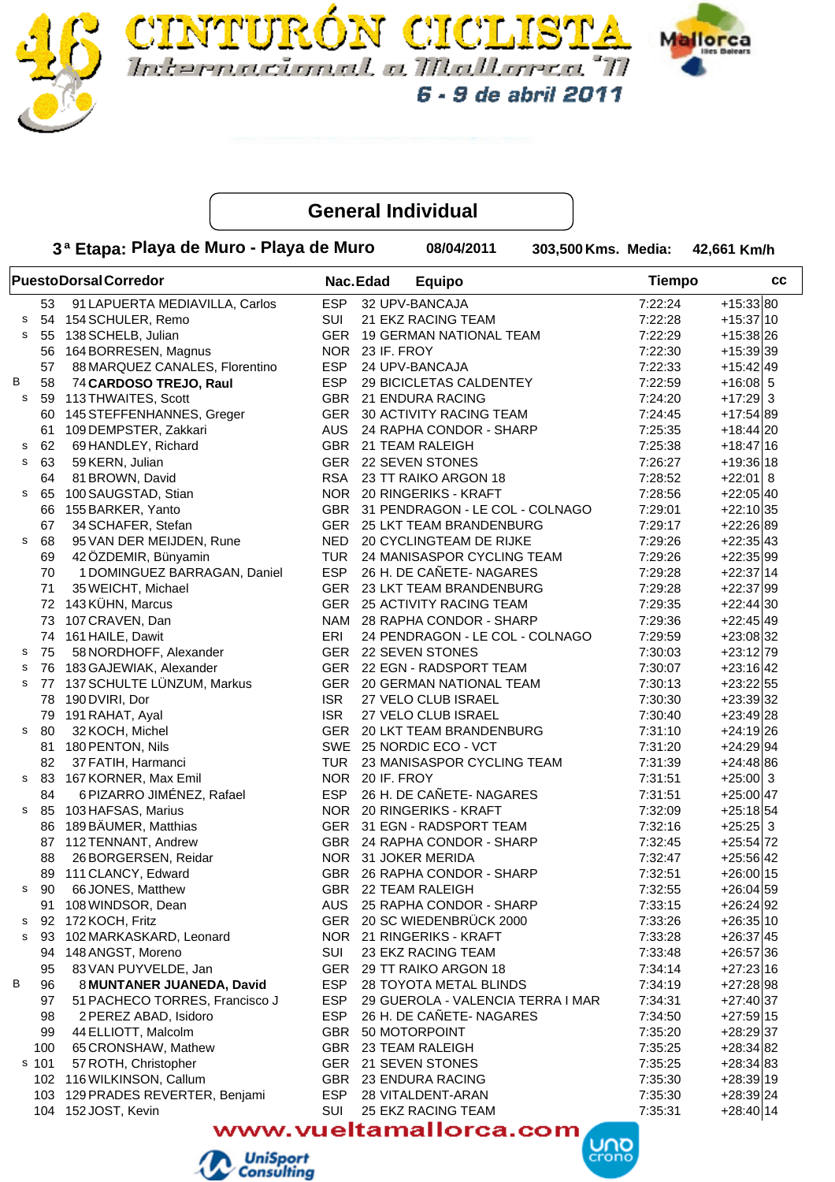# 46 Cinturón Ciclista Internacional a Mallorca '11

6 - 9 de abril 2011

## General Individual

**3ª Etapa: Playa de Muro - Playa de Muro** 08/04/2011 303,500 Kms. Media: 42,661 Km/h

| | Puesto | Dorsal | Corredor | Nac. | Edad | Equipo | Tiempo | | cc |
|---|---|---|---|---|---|---|---|---|---|
| | 53 | 91 | LAPUERTA MEDIAVILLA, Carlos | ESP | 32 | UPV-BANCAJA | 7:22:24 | +15:33 | 80 |
| s | 54 | 154 | SCHULER, Remo | SUI | 21 | EKZ RACING TEAM | 7:22:28 | +15:37 | 10 |
| s | 55 | 138 | SCHELB, Julian | GER | 19 | GERMAN NATIONAL TEAM | 7:22:29 | +15:38 | 26 |
| | 56 | 164 | BORRESEN, Magnus | NOR | 23 | IF. FROY | 7:22:30 | +15:39 | 39 |
| | 57 | 88 | MARQUEZ CANALES, Florentino | ESP | 24 | UPV-BANCAJA | 7:22:33 | +15:42 | 49 |
| B | 58 | 74 | **CARDOSO TREJO, Raul** | ESP | 29 | BICICLETAS CALDENTEY | 7:22:59 | +16:08 | 5 |
| s | 59 | 113 | THWAITES, Scott | GBR | 21 | ENDURA RACING | 7:24:20 | +17:29 | 3 |
| | 60 | 145 | STEFFENHANNES, Greger | GER | 30 | ACTIVITY RACING TEAM | 7:24:45 | +17:54 | 89 |
| | 61 | 109 | DEMPSTER, Zakkari | AUS | 24 | RAPHA CONDOR - SHARP | 7:25:35 | +18:44 | 20 |
| s | 62 | 69 | HANDLEY, Richard | GBR | 21 | TEAM RALEIGH | 7:25:38 | +18:47 | 16 |
| s | 63 | 59 | KERN, Julian | GER | 22 | SEVEN STONES | 7:26:27 | +19:36 | 18 |
| | 64 | 81 | BROWN, David | RSA | 23 | TT RAIKO ARGON 18 | 7:28:52 | +22:01 | 8 |
| s | 65 | 100 | SAUGSTAD, Stian | NOR | 20 | RINGERIKS - KRAFT | 7:28:56 | +22:05 | 40 |
| | 66 | 155 | BARKER, Yanto | GBR | 31 | PENDRAGON - LE COL - COLNAGO | 7:29:01 | +22:10 | 35 |
| | 67 | 34 | SCHAFER, Stefan | GER | 25 | LKT TEAM BRANDENBURG | 7:29:17 | +22:26 | 89 |
| s | 68 | 95 | VAN DER MEIJDEN, Rune | NED | 20 | CYCLINGTEAM DE RIJKE | 7:29:26 | +22:35 | 43 |
| | 69 | 42 | ÖZDEMIR, Bünyamin | TUR | 24 | MANISASPOR CYCLING TEAM | 7:29:26 | +22:35 | 99 |
| | 70 | 1 | DOMINGUEZ BARRAGAN, Daniel | ESP | 26 | H. DE CAÑETE- NAGARES | 7:29:28 | +22:37 | 14 |
| | 71 | 35 | WEICHT, Michael | GER | 23 | LKT TEAM BRANDENBURG | 7:29:28 | +22:37 | 99 |
| | 72 | 143 | KÜHN, Marcus | GER | 25 | ACTIVITY RACING TEAM | 7:29:35 | +22:44 | 30 |
| | 73 | 107 | CRAVEN, Dan | NAM | 28 | RAPHA CONDOR - SHARP | 7:29:36 | +22:45 | 49 |
| | 74 | 161 | HAILE, Dawit | ERI | 24 | PENDRAGON - LE COL - COLNAGO | 7:29:59 | +23:08 | 32 |
| s | 75 | 58 | NORDHOFF, Alexander | GER | 22 | SEVEN STONES | 7:30:03 | +23:12 | 79 |
| s | 76 | 183 | GAJEWIAK, Alexander | GER | 22 | EGN - RADSPORT TEAM | 7:30:07 | +23:16 | 42 |
| s | 77 | 137 | SCHULTE LÜNZUM, Markus | GER | 20 | GERMAN NATIONAL TEAM | 7:30:13 | +23:22 | 55 |
| | 78 | 190 | DVIRI, Dor | ISR | 27 | VELO CLUB ISRAEL | 7:30:30 | +23:39 | 32 |
| | 79 | 191 | RAHAT, Ayal | ISR | 27 | VELO CLUB ISRAEL | 7:30:40 | +23:49 | 28 |
| s | 80 | 32 | KOCH, Michel | GER | 20 | LKT TEAM BRANDENBURG | 7:31:10 | +24:19 | 26 |
| | 81 | 180 | PENTON, Nils | SWE | 25 | NORDIC ECO - VCT | 7:31:20 | +24:29 | 94 |
| | 82 | 37 | FATIH, Harmanci | TUR | 23 | MANISASPOR CYCLING TEAM | 7:31:39 | +24:48 | 86 |
| s | 83 | 167 | KORNER, Max Emil | NOR | 20 | IF. FROY | 7:31:51 | +25:00 | 3 |
| | 84 | 6 | PIZARRO JIMÉNEZ, Rafael | ESP | 26 | H. DE CAÑETE- NAGARES | 7:31:51 | +25:00 | 47 |
| s | 85 | 103 | HAFSAS, Marius | NOR | 20 | RINGERIKS - KRAFT | 7:32:09 | +25:18 | 54 |
| | 86 | 189 | BÄUMER, Matthias | GER | 31 | EGN - RADSPORT TEAM | 7:32:16 | +25:25 | 3 |
| | 87 | 112 | TENNANT, Andrew | GBR | 24 | RAPHA CONDOR - SHARP | 7:32:45 | +25:54 | 72 |
| | 88 | 26 | BORGERSEN, Reidar | NOR | 31 | JOKER MERIDA | 7:32:47 | +25:56 | 42 |
| | 89 | 111 | CLANCY, Edward | GBR | 26 | RAPHA CONDOR - SHARP | 7:32:51 | +26:00 | 15 |
| s | 90 | 66 | JONES, Matthew | GBR | 22 | TEAM RALEIGH | 7:32:55 | +26:04 | 59 |
| | 91 | 108 | WINDSOR, Dean | AUS | 25 | RAPHA CONDOR - SHARP | 7:33:15 | +26:24 | 92 |
| s | 92 | 172 | KOCH, Fritz | GER | 20 | SC WIEDENBRÜCK 2000 | 7:33:26 | +26:35 | 10 |
| s | 93 | 102 | MARKASKARD, Leonard | NOR | 21 | RINGERIKS - KRAFT | 7:33:28 | +26:37 | 45 |
| | 94 | 148 | ANGST, Moreno | SUI | 23 | EKZ RACING TEAM | 7:33:48 | +26:57 | 36 |
| | 95 | 83 | VAN PUYVELDE, Jan | GER | 29 | TT RAIKO ARGON 18 | 7:34:14 | +27:23 | 16 |
| B | 96 | 8 | **MUNTANER JUANEDA, David** | ESP | 28 | TOYOTA METAL BLINDS | 7:34:19 | +27:28 | 98 |
| | 97 | 51 | PACHECO TORRES, Francisco J | ESP | 29 | GUEROLA - VALENCIA TERRA I MAR | 7:34:31 | +27:40 | 37 |
| | 98 | 2 | PEREZ ABAD, Isidoro | ESP | 26 | H. DE CAÑETE- NAGARES | 7:34:50 | +27:59 | 15 |
| | 99 | 44 | ELLIOTT, Malcolm | GBR | 50 | MOTORPOINT | 7:35:20 | +28:29 | 37 |
| | 100 | 65 | CRONSHAW, Mathew | GBR | 23 | TEAM RALEIGH | 7:35:25 | +28:34 | 82 |
| s | 101 | 57 | ROTH, Christopher | GER | 21 | SEVEN STONES | 7:35:25 | +28:34 | 83 |
| | 102 | 116 | WILKINSON, Callum | GBR | 23 | ENDURA RACING | 7:35:30 | +28:39 | 19 |
| | 103 | 129 | PRADES REVERTER, Benjami | ESP | 28 | VITALDENT-ARAN | 7:35:30 | +28:39 | 24 |
| | 104 | 152 | JOST, Kevin | SUI | 25 | EKZ RACING TEAM | 7:35:31 | +28:40 | 14 |

www.vueltamallorca.com

UniSport Consulting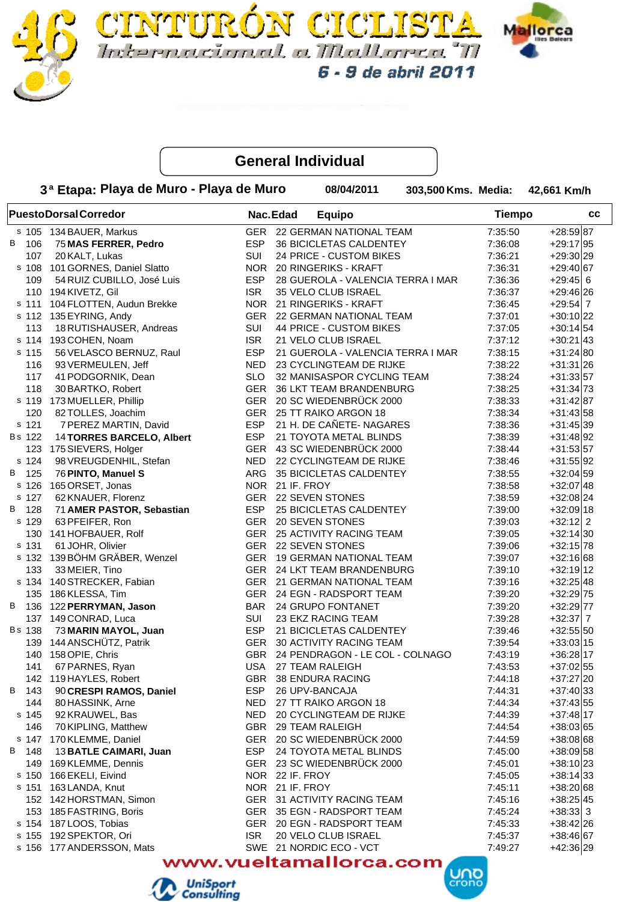# 46 CINTURÓN CICLISTA Internacional a Mallorca '11

6 - 9 de abril 2011

## General Individual

**3ª Etapa: Playa de Muro - Playa de Muro** 08/04/2011 303,500 Kms. Media: 42,661 Km/h

| | Puesto | Dorsal | Corredor | Nac. | Edad | Equipo | Tiempo | | cc |
|---|---|---|---|---|---|---|---|---|---|
| s | 105 | 134 | BAUER, Markus | GER | 22 | GERMAN NATIONAL TEAM | 7:35:50 | +28:59 | 87 |
| B | 106 | 75 | **MAS FERRER, Pedro** | ESP | 36 | BICICLETAS CALDENTEY | 7:36:08 | +29:17 | 95 |
| | 107 | 20 | KALT, Lukas | SUI | 24 | PRICE - CUSTOM BIKES | 7:36:21 | +29:30 | 29 |
| s | 108 | 101 | GORNES, Daniel Slatto | NOR | 20 | RINGERIKS - KRAFT | 7:36:31 | +29:40 | 67 |
| | 109 | 54 | RUIZ CUBILLO, José Luis | ESP | 28 | GUEROLA - VALENCIA TERRA I MAR | 7:36:36 | +29:45 | 6 |
| | 110 | 194 | KIVETZ, Gil | ISR | 35 | VELO CLUB ISRAEL | 7:36:37 | +29:46 | 26 |
| s | 111 | 104 | FLOTTEN, Audun Brekke | NOR | 21 | RINGERIKS - KRAFT | 7:36:45 | +29:54 | 7 |
| s | 112 | 135 | EYRING, Andy | GER | 22 | GERMAN NATIONAL TEAM | 7:37:01 | +30:10 | 22 |
| | 113 | 18 | RUTISHAUSER, Andreas | SUI | 44 | PRICE - CUSTOM BIKES | 7:37:05 | +30:14 | 54 |
| s | 114 | 193 | COHEN, Noam | ISR | 21 | VELO CLUB ISRAEL | 7:37:12 | +30:21 | 43 |
| s | 115 | 56 | VELASCO BERNUZ, Raul | ESP | 21 | GUEROLA - VALENCIA TERRA I MAR | 7:38:15 | +31:24 | 80 |
| | 116 | 93 | VERMEULEN, Jeff | NED | 23 | CYCLINGTEAM DE RIJKE | 7:38:22 | +31:31 | 26 |
| | 117 | 41 | PODGORNIK, Dean | SLO | 32 | MANISASPOR CYCLING TEAM | 7:38:24 | +31:33 | 57 |
| | 118 | 30 | BARTKO, Robert | GER | 36 | LKT TEAM BRANDENBURG | 7:38:25 | +31:34 | 73 |
| s | 119 | 173 | MUELLER, Phillip | GER | 20 | SC WIEDENBRÜCK 2000 | 7:38:33 | +31:42 | 87 |
| | 120 | 82 | TOLLES, Joachim | GER | 25 | TT RAIKO ARGON 18 | 7:38:34 | +31:43 | 58 |
| s | 121 | 7 | PEREZ MARTIN, David | ESP | 21 | H. DE CAÑETE- NAGARES | 7:38:36 | +31:45 | 39 |
| B s | 122 | 14 | **TORRES BARCELO, Albert** | ESP | 21 | TOYOTA METAL BLINDS | 7:38:39 | +31:48 | 92 |
| | 123 | 175 | SIEVERS, Holger | GER | 43 | SC WIEDENBRÜCK 2000 | 7:38:44 | +31:53 | 57 |
| s | 124 | 98 | VREUGDENHIL, Stefan | NED | 22 | CYCLINGTEAM DE RIJKE | 7:38:46 | +31:55 | 92 |
| B | 125 | 76 | **PINTO, Manuel S** | ARG | 35 | BICICLETAS CALDENTEY | 7:38:55 | +32:04 | 59 |
| s | 126 | 165 | ORSET, Jonas | NOR | 21 | IF. FROY | 7:38:58 | +32:07 | 48 |
| s | 127 | 62 | KNAUER, Florenz | GER | 22 | SEVEN STONES | 7:38:59 | +32:08 | 24 |
| B | 128 | 71 | **AMER PASTOR, Sebastian** | ESP | 25 | BICICLETAS CALDENTEY | 7:39:00 | +32:09 | 18 |
| s | 129 | 63 | PFEIFER, Ron | GER | 20 | SEVEN STONES | 7:39:03 | +32:12 | 2 |
| | 130 | 141 | HOFBAUER, Rolf | GER | 25 | ACTIVITY RACING TEAM | 7:39:05 | +32:14 | 30 |
| s | 131 | 61 | JOHR, Olivier | GER | 22 | SEVEN STONES | 7:39:06 | +32:15 | 78 |
| s | 132 | 139 | BÖHM GRÄBER, Wenzel | GER | 19 | GERMAN NATIONAL TEAM | 7:39:07 | +32:16 | 68 |
| | 133 | 33 | MEIER, Tino | GER | 24 | LKT TEAM BRANDENBURG | 7:39:10 | +32:19 | 12 |
| s | 134 | 140 | STRECKER, Fabian | GER | 21 | GERMAN NATIONAL TEAM | 7:39:16 | +32:25 | 48 |
| | 135 | 186 | KLESSA, Tim | GER | 24 | EGN - RADSPORT TEAM | 7:39:20 | +32:29 | 75 |
| B | 136 | 122 | **PERRYMAN, Jason** | BAR | 24 | GRUPO FONTANET | 7:39:20 | +32:29 | 77 |
| | 137 | 149 | CONRAD, Luca | SUI | 23 | EKZ RACING TEAM | 7:39:28 | +32:37 | 7 |
| B s | 138 | 73 | **MARIN MAYOL, Juan** | ESP | 21 | BICICLETAS CALDENTEY | 7:39:46 | +32:55 | 50 |
| | 139 | 144 | ANSCHÜTZ, Patrik | GER | 30 | ACTIVITY RACING TEAM | 7:39:54 | +33:03 | 15 |
| | 140 | 158 | OPIE, Chris | GBR | 24 | PENDRAGON - LE COL - COLNAGO | 7:43:19 | +36:28 | 17 |
| | 141 | 67 | PARNES, Ryan | USA | 27 | TEAM RALEIGH | 7:43:53 | +37:02 | 55 |
| | 142 | 119 | HAYLES, Robert | GBR | 38 | ENDURA RACING | 7:44:18 | +37:27 | 20 |
| B | 143 | 90 | **CRESPI RAMOS, Daniel** | ESP | 26 | UPV-BANCAJA | 7:44:31 | +37:40 | 33 |
| | 144 | 80 | HASSINK, Arne | NED | 27 | TT RAIKO ARGON 18 | 7:44:34 | +37:43 | 55 |
| s | 145 | 92 | KRAUWEL, Bas | NED | 20 | CYCLINGTEAM DE RIJKE | 7:44:39 | +37:48 | 17 |
| | 146 | 70 | KIPLING, Matthew | GBR | 29 | TEAM RALEIGH | 7:44:54 | +38:03 | 65 |
| s | 147 | 170 | KLEMME, Daniel | GER | 20 | SC WIEDENBRÜCK 2000 | 7:44:59 | +38:08 | 68 |
| B | 148 | 13 | **BATLE CAIMARI, Juan** | ESP | 24 | TOYOTA METAL BLINDS | 7:45:00 | +38:09 | 58 |
| | 149 | 169 | KLEMME, Dennis | GER | 23 | SC WIEDENBRÜCK 2000 | 7:45:01 | +38:10 | 23 |
| s | 150 | 166 | EKELI, Eivind | NOR | 22 | IF. FROY | 7:45:05 | +38:14 | 33 |
| s | 151 | 163 | LANDA, Knut | NOR | 21 | IF. FROY | 7:45:11 | +38:20 | 68 |
| | 152 | 142 | HORSTMAN, Simon | GER | 31 | ACTIVITY RACING TEAM | 7:45:16 | +38:25 | 45 |
| | 153 | 185 | FASTRING, Boris | GER | 35 | EGN - RADSPORT TEAM | 7:45:24 | +38:33 | 3 |
| s | 154 | 187 | LOOS, Tobias | GER | 20 | EGN - RADSPORT TEAM | 7:45:33 | +38:42 | 26 |
| s | 155 | 192 | SPEKTOR, Ori | ISR | 20 | VELO CLUB ISRAEL | 7:45:37 | +38:46 | 67 |
| s | 156 | 177 | ANDERSSON, Mats | SWE | 21 | NORDIC ECO - VCT | 7:49:27 | +42:36 | 29 |

www.vueltamallorca.com

UniSport Consulting — uno crono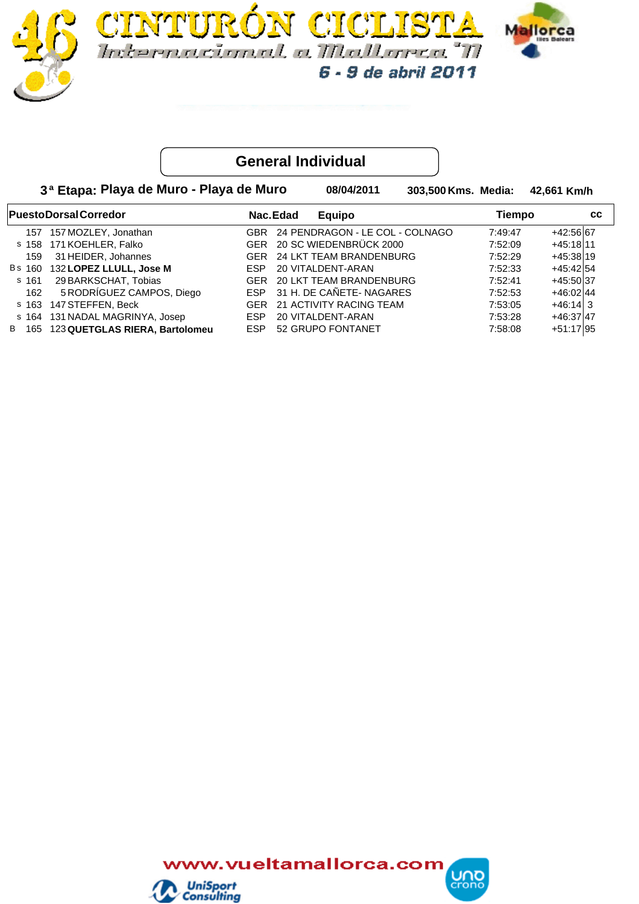# CINTURÓN CICLISTA Internacional a Mallorca '11

6 - 9 de abril 2011

## General Individual

**3ª Etapa: Playa de Muro - Playa de Muro** 08/04/2011 303,500 Kms. Media: 42,661 Km/h

| | Puesto | Dorsal | Corredor | Nac. | Edad | Equipo | Tiempo | | cc |
|---|---|---|---|---|---|---|---|---|---|
| | 157 | 157 | MOZLEY, Jonathan | GBR | 24 | PENDRAGON - LE COL - COLNAGO | 7:49:47 | +42:56 | 67 |
| s | 158 | 171 | KOEHLER, Falko | GER | 20 | SC WIEDENBRÜCK 2000 | 7:52:09 | +45:18 | 11 |
| | 159 | 31 | HEIDER, Johannes | GER | 24 | LKT TEAM BRANDENBURG | 7:52:29 | +45:38 | 19 |
| B s | 160 | 132 | **LOPEZ LLULL, Jose M** | ESP | 20 | VITALDENT-ARAN | 7:52:33 | +45:42 | 54 |
| s | 161 | 29 | BARKSCHAT, Tobias | GER | 20 | LKT TEAM BRANDENBURG | 7:52:41 | +45:50 | 37 |
| | 162 | 5 | RODRÍGUEZ CAMPOS, Diego | ESP | 31 | H. DE CAÑETE- NAGARES | 7:52:53 | +46:02 | 44 |
| s | 163 | 147 | STEFFEN, Beck | GER | 21 | ACTIVITY RACING TEAM | 7:53:05 | +46:14 | 3 |
| s | 164 | 131 | NADAL MAGRINYA, Josep | ESP | 20 | VITALDENT-ARAN | 7:53:28 | +46:37 | 47 |
| B | 165 | 123 | **QUETGLAS RIERA, Bartolomeu** | ESP | 52 | GRUPO FONTANET | 7:58:08 | +51:17 | 95 |

www.vueltamallorca.com

UniSport Consulting

uno crono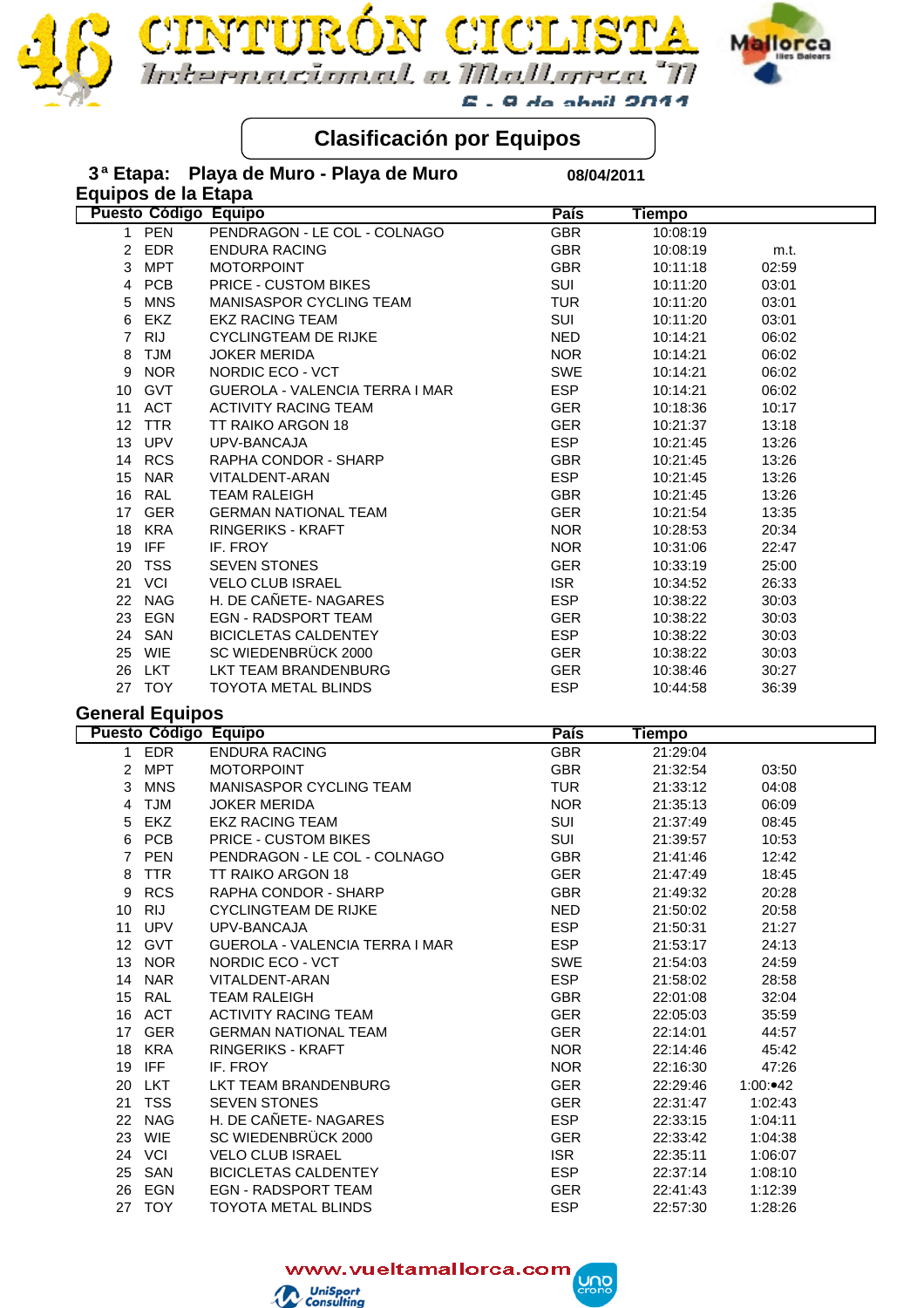# 46 CINTURÓN CICLISTA Internacional a Mallorca '11

6 - 9 de abril 2011

## Clasificación por Equipos

**3ª Etapa: Playa de Muro - Playa de Muro** 08/04/2011

### Equipos de la Etapa

| Puesto | Código | Equipo | País | Tiempo | |
|---|---|---|---|---|---|
| 1 | PEN | PENDRAGON - LE COL - COLNAGO | GBR | 10:08:19 | |
| 2 | EDR | ENDURA RACING | GBR | 10:08:19 | m.t. |
| 3 | MPT | MOTORPOINT | GBR | 10:11:18 | 02:59 |
| 4 | PCB | PRICE - CUSTOM BIKES | SUI | 10:11:20 | 03:01 |
| 5 | MNS | MANISASPOR CYCLING TEAM | TUR | 10:11:20 | 03:01 |
| 6 | EKZ | EKZ RACING TEAM | SUI | 10:11:20 | 03:01 |
| 7 | RIJ | CYCLINGTEAM DE RIJKE | NED | 10:14:21 | 06:02 |
| 8 | TJM | JOKER MERIDA | NOR | 10:14:21 | 06:02 |
| 9 | NOR | NORDIC ECO - VCT | SWE | 10:14:21 | 06:02 |
| 10 | GVT | GUEROLA - VALENCIA TERRA I MAR | ESP | 10:14:21 | 06:02 |
| 11 | ACT | ACTIVITY RACING TEAM | GER | 10:18:36 | 10:17 |
| 12 | TTR | TT RAIKO ARGON 18 | GER | 10:21:37 | 13:18 |
| 13 | UPV | UPV-BANCAJA | ESP | 10:21:45 | 13:26 |
| 14 | RCS | RAPHA CONDOR - SHARP | GBR | 10:21:45 | 13:26 |
| 15 | NAR | VITALDENT-ARAN | ESP | 10:21:45 | 13:26 |
| 16 | RAL | TEAM RALEIGH | GBR | 10:21:45 | 13:26 |
| 17 | GER | GERMAN NATIONAL TEAM | GER | 10:21:54 | 13:35 |
| 18 | KRA | RINGERIKS - KRAFT | NOR | 10:28:53 | 20:34 |
| 19 | IFF | IF. FROY | NOR | 10:31:06 | 22:47 |
| 20 | TSS | SEVEN STONES | GER | 10:33:19 | 25:00 |
| 21 | VCI | VELO CLUB ISRAEL | ISR | 10:34:52 | 26:33 |
| 22 | NAG | H. DE CAÑETE- NAGARES | ESP | 10:38:22 | 30:03 |
| 23 | EGN | EGN - RADSPORT TEAM | GER | 10:38:22 | 30:03 |
| 24 | SAN | BICICLETAS CALDENTEY | ESP | 10:38:22 | 30:03 |
| 25 | WIE | SC WIEDENBRÜCK 2000 | GER | 10:38:22 | 30:03 |
| 26 | LKT | LKT TEAM BRANDENBURG | GER | 10:38:46 | 30:27 |
| 27 | TOY | TOYOTA METAL BLINDS | ESP | 10:44:58 | 36:39 |

### General Equipos

| Puesto | Código | Equipo | País | Tiempo | |
|---|---|---|---|---|---|
| 1 | EDR | ENDURA RACING | GBR | 21:29:04 | |
| 2 | MPT | MOTORPOINT | GBR | 21:32:54 | 03:50 |
| 3 | MNS | MANISASPOR CYCLING TEAM | TUR | 21:33:12 | 04:08 |
| 4 | TJM | JOKER MERIDA | NOR | 21:35:13 | 06:09 |
| 5 | EKZ | EKZ RACING TEAM | SUI | 21:37:49 | 08:45 |
| 6 | PCB | PRICE - CUSTOM BIKES | SUI | 21:39:57 | 10:53 |
| 7 | PEN | PENDRAGON - LE COL - COLNAGO | GBR | 21:41:46 | 12:42 |
| 8 | TTR | TT RAIKO ARGON 18 | GER | 21:47:49 | 18:45 |
| 9 | RCS | RAPHA CONDOR - SHARP | GBR | 21:49:32 | 20:28 |
| 10 | RIJ | CYCLINGTEAM DE RIJKE | NED | 21:50:02 | 20:58 |
| 11 | UPV | UPV-BANCAJA | ESP | 21:50:31 | 21:27 |
| 12 | GVT | GUEROLA - VALENCIA TERRA I MAR | ESP | 21:53:17 | 24:13 |
| 13 | NOR | NORDIC ECO - VCT | SWE | 21:54:03 | 24:59 |
| 14 | NAR | VITALDENT-ARAN | ESP | 21:58:02 | 28:58 |
| 15 | RAL | TEAM RALEIGH | GBR | 22:01:08 | 32:04 |
| 16 | ACT | ACTIVITY RACING TEAM | GER | 22:05:03 | 35:59 |
| 17 | GER | GERMAN NATIONAL TEAM | GER | 22:14:01 | 44:57 |
| 18 | KRA | RINGERIKS - KRAFT | NOR | 22:14:46 | 45:42 |
| 19 | IFF | IF. FROY | NOR | 22:16:30 | 47:26 |
| 20 | LKT | LKT TEAM BRANDENBURG | GER | 22:29:46 | 1:00:•42 |
| 21 | TSS | SEVEN STONES | GER | 22:31:47 | 1:02:43 |
| 22 | NAG | H. DE CAÑETE- NAGARES | ESP | 22:33:15 | 1:04:11 |
| 23 | WIE | SC WIEDENBRÜCK 2000 | GER | 22:33:42 | 1:04:38 |
| 24 | VCI | VELO CLUB ISRAEL | ISR | 22:35:11 | 1:06:07 |
| 25 | SAN | BICICLETAS CALDENTEY | ESP | 22:37:14 | 1:08:10 |
| 26 | EGN | EGN - RADSPORT TEAM | GER | 22:41:43 | 1:12:39 |
| 27 | TOY | TOYOTA METAL BLINDS | ESP | 22:57:30 | 1:28:26 |

www.vueltamallorca.com

UniSport Consulting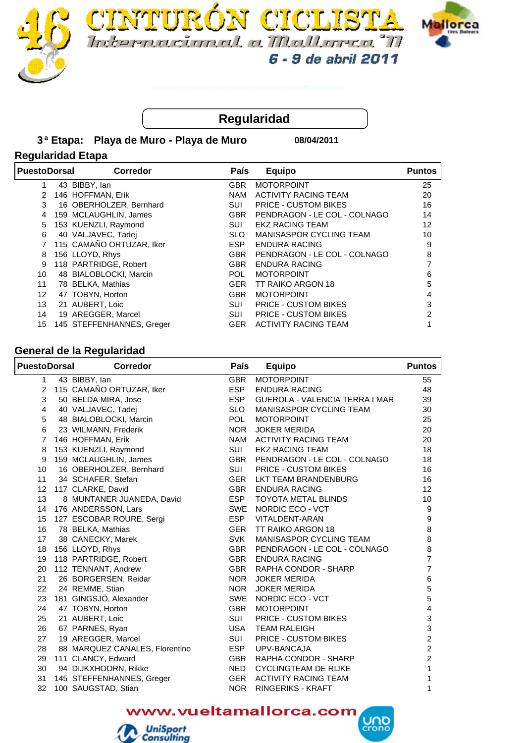# 46 CINTURÓN CICLISTA Internacional a Mallorca '11

6 - 9 de abril 2011

## Regularidad

**3ª Etapa: Playa de Muro - Playa de Muro** **08/04/2011**

### Regularidad Etapa

| Puesto | Dorsal | Corredor | País | Equipo | Puntos |
|---|---|---|---|---|---|
| 1 | 43 | BIBBY, Ian | GBR | MOTORPOINT | 25 |
| 2 | 146 | HOFFMAN, Erik | NAM | ACTIVITY RACING TEAM | 20 |
| 3 | 16 | OBERHOLZER, Bernhard | SUI | PRICE - CUSTOM BIKES | 16 |
| 4 | 159 | MCLAUGHLIN, James | GBR | PENDRAGON - LE COL - COLNAGO | 14 |
| 5 | 153 | KUENZLI, Raymond | SUI | EKZ RACING TEAM | 12 |
| 6 | 40 | VALJAVEC, Tadej | SLO | MANISASPOR CYCLING TEAM | 10 |
| 7 | 115 | CAMAÑO ORTUZAR, Iker | ESP | ENDURA RACING | 9 |
| 8 | 156 | LLOYD, Rhys | GBR | PENDRAGON - LE COL - COLNAGO | 8 |
| 9 | 118 | PARTRIDGE, Robert | GBR | ENDURA RACING | 7 |
| 10 | 48 | BIALOBLOCKI, Marcin | POL | MOTORPOINT | 6 |
| 11 | 78 | BELKA, Mathias | GER | TT RAIKO ARGON 18 | 5 |
| 12 | 47 | TOBYN, Horton | GBR | MOTORPOINT | 4 |
| 13 | 21 | AUBERT, Loic | SUI | PRICE - CUSTOM BIKES | 3 |
| 14 | 19 | AREGGER, Marcel | SUI | PRICE - CUSTOM BIKES | 2 |
| 15 | 145 | STEFFENHANNES, Greger | GER | ACTIVITY RACING TEAM | 1 |

### General de la Regularidad

| Puesto | Dorsal | Corredor | País | Equipo | Puntos |
|---|---|---|---|---|---|
| 1 | 43 | BIBBY, Ian | GBR | MOTORPOINT | 55 |
| 2 | 115 | CAMAÑO ORTUZAR, Iker | ESP | ENDURA RACING | 48 |
| 3 | 50 | BELDA MIRA, Jose | ESP | GUEROLA - VALENCIA TERRA I MAR | 39 |
| 4 | 40 | VALJAVEC, Tadej | SLO | MANISASPOR CYCLING TEAM | 30 |
| 5 | 48 | BIALOBLOCKI, Marcin | POL | MOTORPOINT | 25 |
| 6 | 23 | WILMANN, Frederik | NOR | JOKER MERIDA | 20 |
| 7 | 146 | HOFFMAN, Erik | NAM | ACTIVITY RACING TEAM | 20 |
| 8 | 153 | KUENZLI, Raymond | SUI | EKZ RACING TEAM | 18 |
| 9 | 159 | MCLAUGHLIN, James | GBR | PENDRAGON - LE COL - COLNAGO | 18 |
| 10 | 16 | OBERHOLZER, Bernhard | SUI | PRICE - CUSTOM BIKES | 16 |
| 11 | 34 | SCHAFER, Stefan | GER | LKT TEAM BRANDENBURG | 16 |
| 12 | 117 | CLARKE, David | GBR | ENDURA RACING | 12 |
| 13 | 8 | MUNTANER JUANEDA, David | ESP | TOYOTA METAL BLINDS | 10 |
| 14 | 176 | ANDERSSON, Lars | SWE | NORDIC ECO - VCT | 9 |
| 15 | 127 | ESCOBAR ROURE, Sergi | ESP | VITALDENT-ARAN | 9 |
| 16 | 78 | BELKA, Mathias | GER | TT RAIKO ARGON 18 | 8 |
| 17 | 38 | CANECKY, Marek | SVK | MANISASPOR CYCLING TEAM | 8 |
| 18 | 156 | LLOYD, Rhys | GBR | PENDRAGON - LE COL - COLNAGO | 8 |
| 19 | 118 | PARTRIDGE, Robert | GBR | ENDURA RACING | 7 |
| 20 | 112 | TENNANT, Andrew | GBR | RAPHA CONDOR - SHARP | 7 |
| 21 | 26 | BORGERSEN, Reidar | NOR | JOKER MERIDA | 6 |
| 22 | 24 | REMME, Stian | NOR | JOKER MERIDA | 5 |
| 23 | 181 | GINGSJÖ, Alexander | SWE | NORDIC ECO - VCT | 5 |
| 24 | 47 | TOBYN, Horton | GBR | MOTORPOINT | 4 |
| 25 | 21 | AUBERT, Loic | SUI | PRICE - CUSTOM BIKES | 3 |
| 26 | 67 | PARNES, Ryan | USA | TEAM RALEIGH | 3 |
| 27 | 19 | AREGGER, Marcel | SUI | PRICE - CUSTOM BIKES | 2 |
| 28 | 88 | MARQUEZ CANALES, Florentino | ESP | UPV-BANCAJA | 2 |
| 29 | 111 | CLANCY, Edward | GBR | RAPHA CONDOR - SHARP | 2 |
| 30 | 94 | DIJKXHOORN, Rikke | NED | CYCLINGTEAM DE RIJKE | 1 |
| 31 | 145 | STEFFENHANNES, Greger | GER | ACTIVITY RACING TEAM | 1 |
| 32 | 100 | SAUGSTAD, Stian | NOR | RINGERIKS - KRAFT | 1 |

www.vueltamallorca.com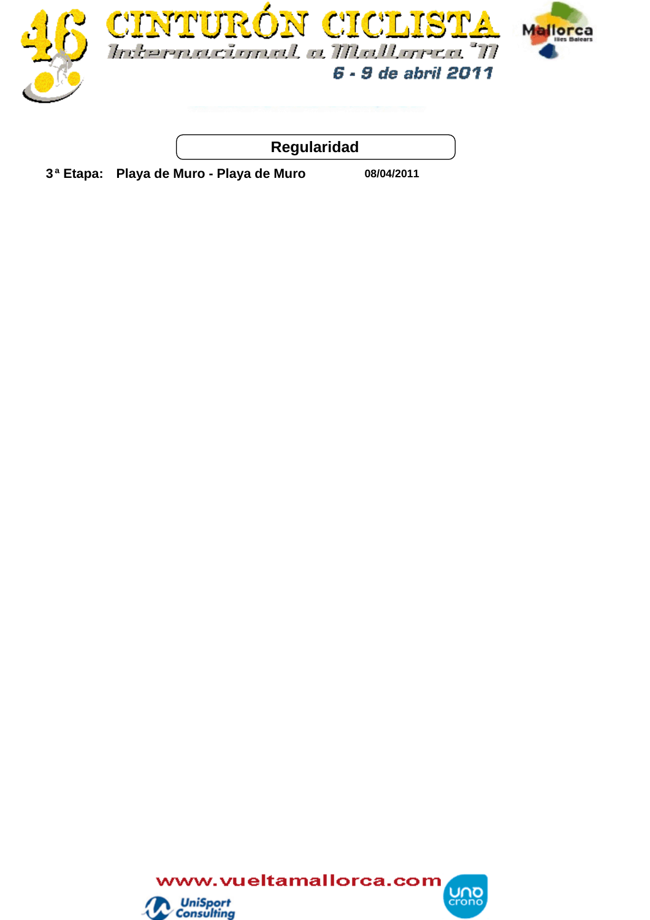## Regularidad

**3ª Etapa: Playa de Muro - Playa de Muro** **08/04/2011**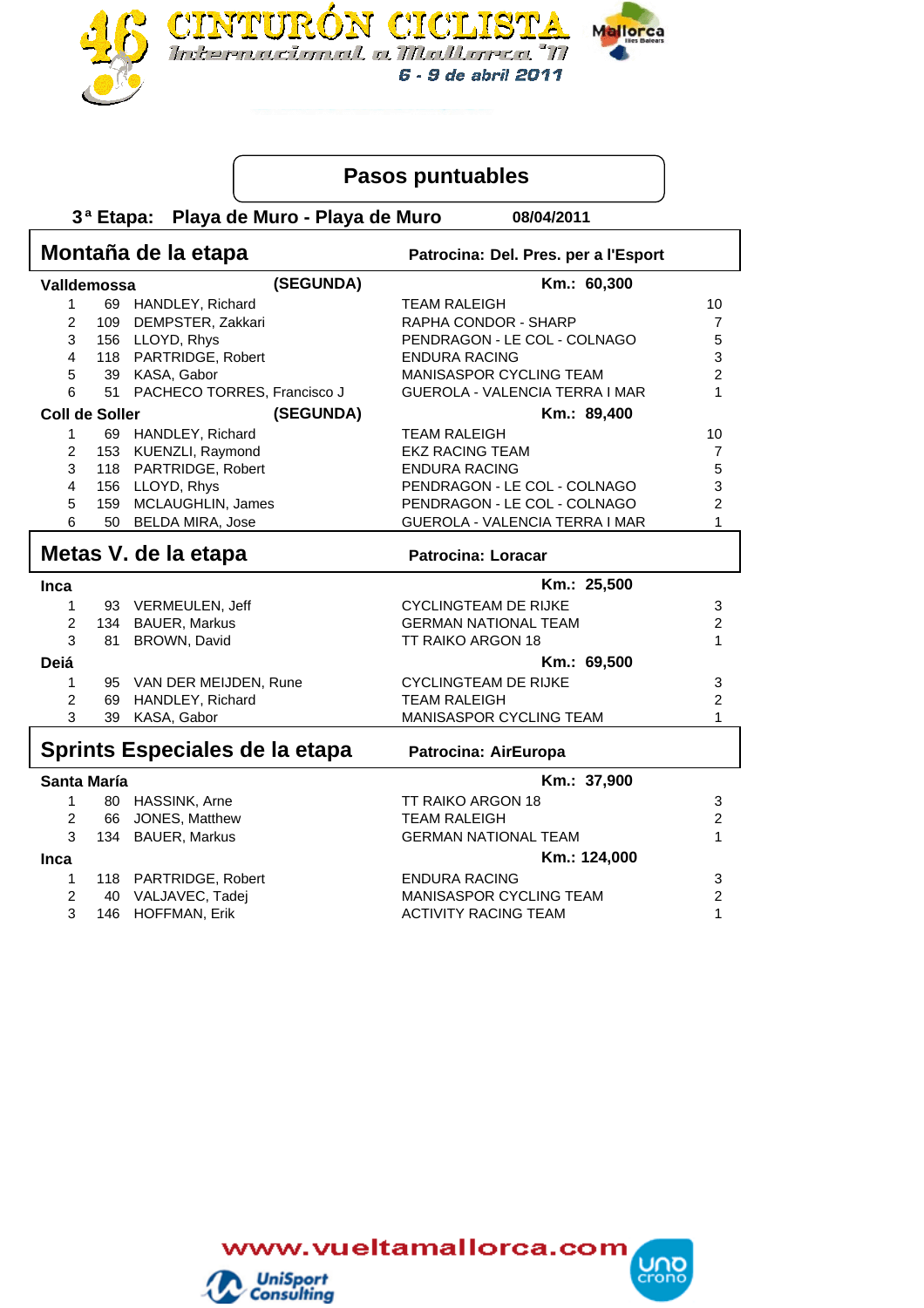# Pasos puntuables

**3ª Etapa: Playa de Muro - Playa de Muro** 08/04/2011

## Montaña de la etapa

**Patrocina: Del. Pres. per a l'Esport**

**Valldemossa** (SEGUNDA) Km.: 60,300

| Pos | Dorsal | Corredor | Equipo | Puntos |
|---|---|---|---|---|
| 1 | 69 | HANDLEY, Richard | TEAM RALEIGH | 10 |
| 2 | 109 | DEMPSTER, Zakkari | RAPHA CONDOR - SHARP | 7 |
| 3 | 156 | LLOYD, Rhys | PENDRAGON - LE COL - COLNAGO | 5 |
| 4 | 118 | PARTRIDGE, Robert | ENDURA RACING | 3 |
| 5 | 39 | KASA, Gabor | MANISASPOR CYCLING TEAM | 2 |
| 6 | 51 | PACHECO TORRES, Francisco J | GUEROLA - VALENCIA TERRA I MAR | 1 |

**Coll de Soller** (SEGUNDA) Km.: 89,400

| Pos | Dorsal | Corredor | Equipo | Puntos |
|---|---|---|---|---|
| 1 | 69 | HANDLEY, Richard | TEAM RALEIGH | 10 |
| 2 | 153 | KUENZLI, Raymond | EKZ RACING TEAM | 7 |
| 3 | 118 | PARTRIDGE, Robert | ENDURA RACING | 5 |
| 4 | 156 | LLOYD, Rhys | PENDRAGON - LE COL - COLNAGO | 3 |
| 5 | 159 | MCLAUGHLIN, James | PENDRAGON - LE COL - COLNAGO | 2 |
| 6 | 50 | BELDA MIRA, Jose | GUEROLA - VALENCIA TERRA I MAR | 1 |

## Metas V. de la etapa

**Patrocina: Loracar**

**Inca** Km.: 25,500

| Pos | Dorsal | Corredor | Equipo | Puntos |
|---|---|---|---|---|
| 1 | 93 | VERMEULEN, Jeff | CYCLINGTEAM DE RIJKE | 3 |
| 2 | 134 | BAUER, Markus | GERMAN NATIONAL TEAM | 2 |
| 3 | 81 | BROWN, David | TT RAIKO ARGON 18 | 1 |

**Deiá** Km.: 69,500

| Pos | Dorsal | Corredor | Equipo | Puntos |
|---|---|---|---|---|
| 1 | 95 | VAN DER MEIJDEN, Rune | CYCLINGTEAM DE RIJKE | 3 |
| 2 | 69 | HANDLEY, Richard | TEAM RALEIGH | 2 |
| 3 | 39 | KASA, Gabor | MANISASPOR CYCLING TEAM | 1 |

## Sprints Especiales de la etapa

**Patrocina: AirEuropa**

**Santa María** Km.: 37,900

| Pos | Dorsal | Corredor | Equipo | Puntos |
|---|---|---|---|---|
| 1 | 80 | HASSINK, Arne | TT RAIKO ARGON 18 | 3 |
| 2 | 66 | JONES, Matthew | TEAM RALEIGH | 2 |
| 3 | 134 | BAUER, Markus | GERMAN NATIONAL TEAM | 1 |

**Inca** Km.: 124,000

| Pos | Dorsal | Corredor | Equipo | Puntos |
|---|---|---|---|---|
| 1 | 118 | PARTRIDGE, Robert | ENDURA RACING | 3 |
| 2 | 40 | VALJAVEC, Tadej | MANISASPOR CYCLING TEAM | 2 |
| 3 | 146 | HOFFMAN, Erik | ACTIVITY RACING TEAM | 1 |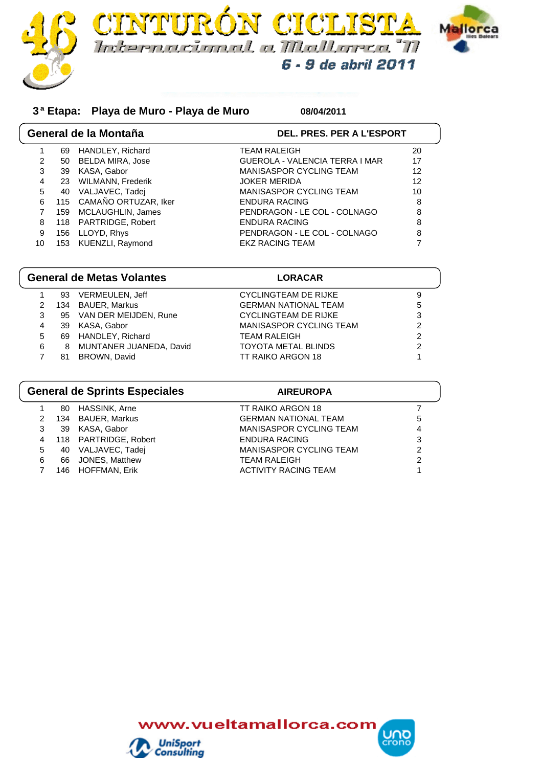# CINTURÓN CICLISTA Internacional a Mallorca '11

**6 - 9 de abril 2011**

**3ª Etapa: Playa de Muro - Playa de Muro** 08/04/2011

## General de la Montaña

**DEL. PRES. PER A L'ESPORT**

| | | | | |
|---|---|---|---|---|
| 1 | 69 | HANDLEY, Richard | TEAM RALEIGH | 20 |
| 2 | 50 | BELDA MIRA, Jose | GUEROLA - VALENCIA TERRA I MAR | 17 |
| 3 | 39 | KASA, Gabor | MANISASPOR CYCLING TEAM | 12 |
| 4 | 23 | WILMANN, Frederik | JOKER MERIDA | 12 |
| 5 | 40 | VALJAVEC, Tadej | MANISASPOR CYCLING TEAM | 10 |
| 6 | 115 | CAMAÑO ORTUZAR, Iker | ENDURA RACING | 8 |
| 7 | 159 | MCLAUGHLIN, James | PENDRAGON - LE COL - COLNAGO | 8 |
| 8 | 118 | PARTRIDGE, Robert | ENDURA RACING | 8 |
| 9 | 156 | LLOYD, Rhys | PENDRAGON - LE COL - COLNAGO | 8 |
| 10 | 153 | KUENZLI, Raymond | EKZ RACING TEAM | 7 |

## General de Metas Volantes

**LORACAR**

| | | | | |
|---|---|---|---|---|
| 1 | 93 | VERMEULEN, Jeff | CYCLINGTEAM DE RIJKE | 9 |
| 2 | 134 | BAUER, Markus | GERMAN NATIONAL TEAM | 5 |
| 3 | 95 | VAN DER MEIJDEN, Rune | CYCLINGTEAM DE RIJKE | 3 |
| 4 | 39 | KASA, Gabor | MANISASPOR CYCLING TEAM | 2 |
| 5 | 69 | HANDLEY, Richard | TEAM RALEIGH | 2 |
| 6 | 8 | MUNTANER JUANEDA, David | TOYOTA METAL BLINDS | 2 |
| 7 | 81 | BROWN, David | TT RAIKO ARGON 18 | 1 |

## General de Sprints Especiales

**AIREUROPA**

| | | | | |
|---|---|---|---|---|
| 1 | 80 | HASSINK, Arne | TT RAIKO ARGON 18 | 7 |
| 2 | 134 | BAUER, Markus | GERMAN NATIONAL TEAM | 5 |
| 3 | 39 | KASA, Gabor | MANISASPOR CYCLING TEAM | 4 |
| 4 | 118 | PARTRIDGE, Robert | ENDURA RACING | 3 |
| 5 | 40 | VALJAVEC, Tadej | MANISASPOR CYCLING TEAM | 2 |
| 6 | 66 | JONES, Matthew | TEAM RALEIGH | 2 |
| 7 | 146 | HOFFMAN, Erik | ACTIVITY RACING TEAM | 1 |

www.vueltamallorca.com